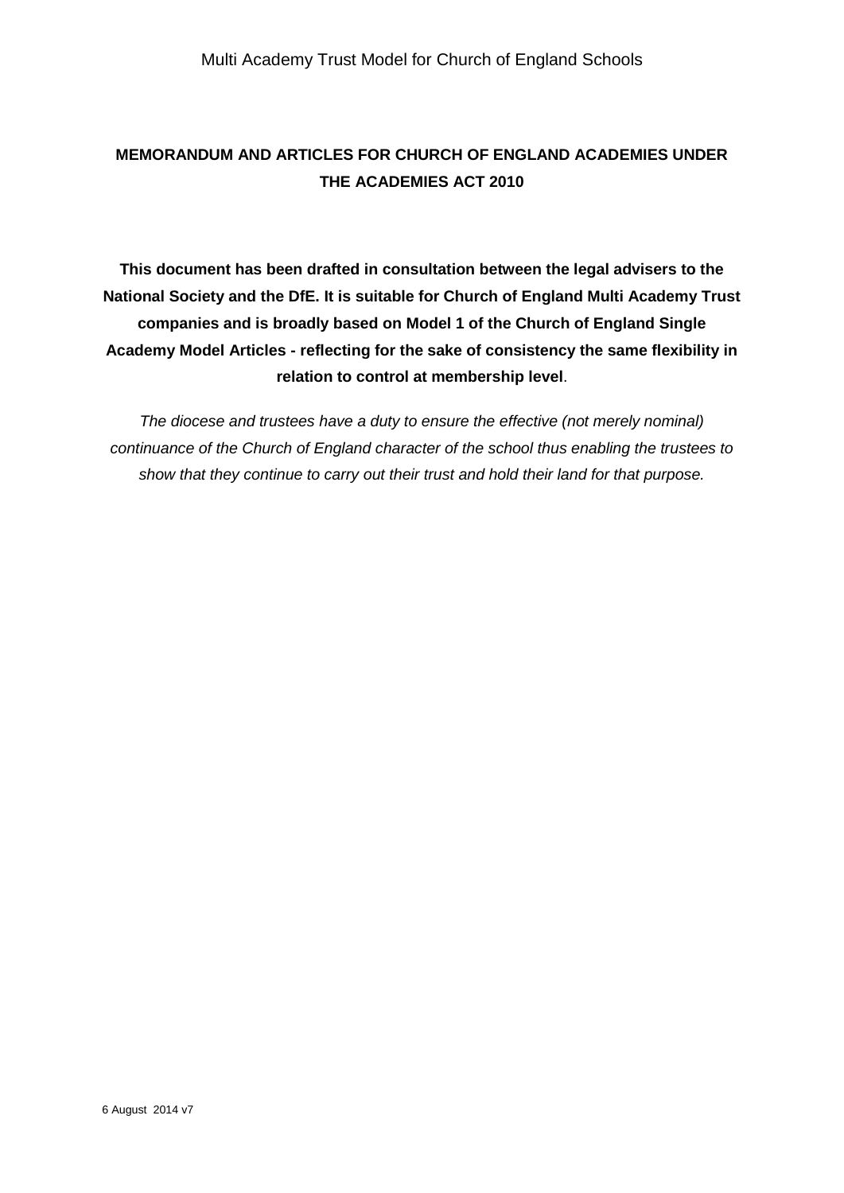# MEMORANDUM AND ARTICLES FOR CHURCH OF ENGLAND ACADEMIES UNDER THE ACADEMIES ACT 2010

**This document has been drafted in consultation between the legal advisers to the National Society and the DfE. It is suitable for Church of England Multi Academy Trust companies and is broadly based on Model 1 of the Church of England Single Academy Model Articles - reflecting for the sake of consistency the same flexibility in relation to control at membership level**.

*The diocese and trustees have a duty to ensure the effective (not merely nominal) continuance of the Church of England character of the school thus enabling the trustees to show that they continue to carry out their trust and hold their land for that purpose.*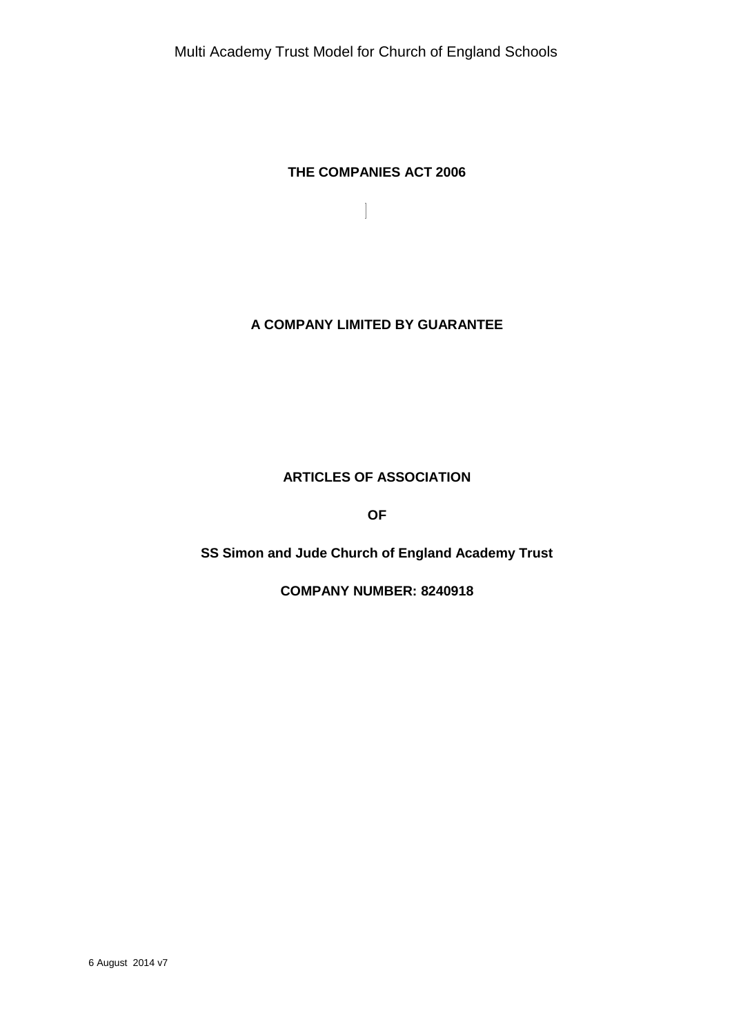**THE COMPANIES ACT 2006**

**A COMPANY LIMITED BY GUARANTEE**

**ARTICLES OF ASSOCIATION**

**OF**

**SS Simon and Jude Church of England Academy Trust**

**COMPANY NUMBER: 8240918**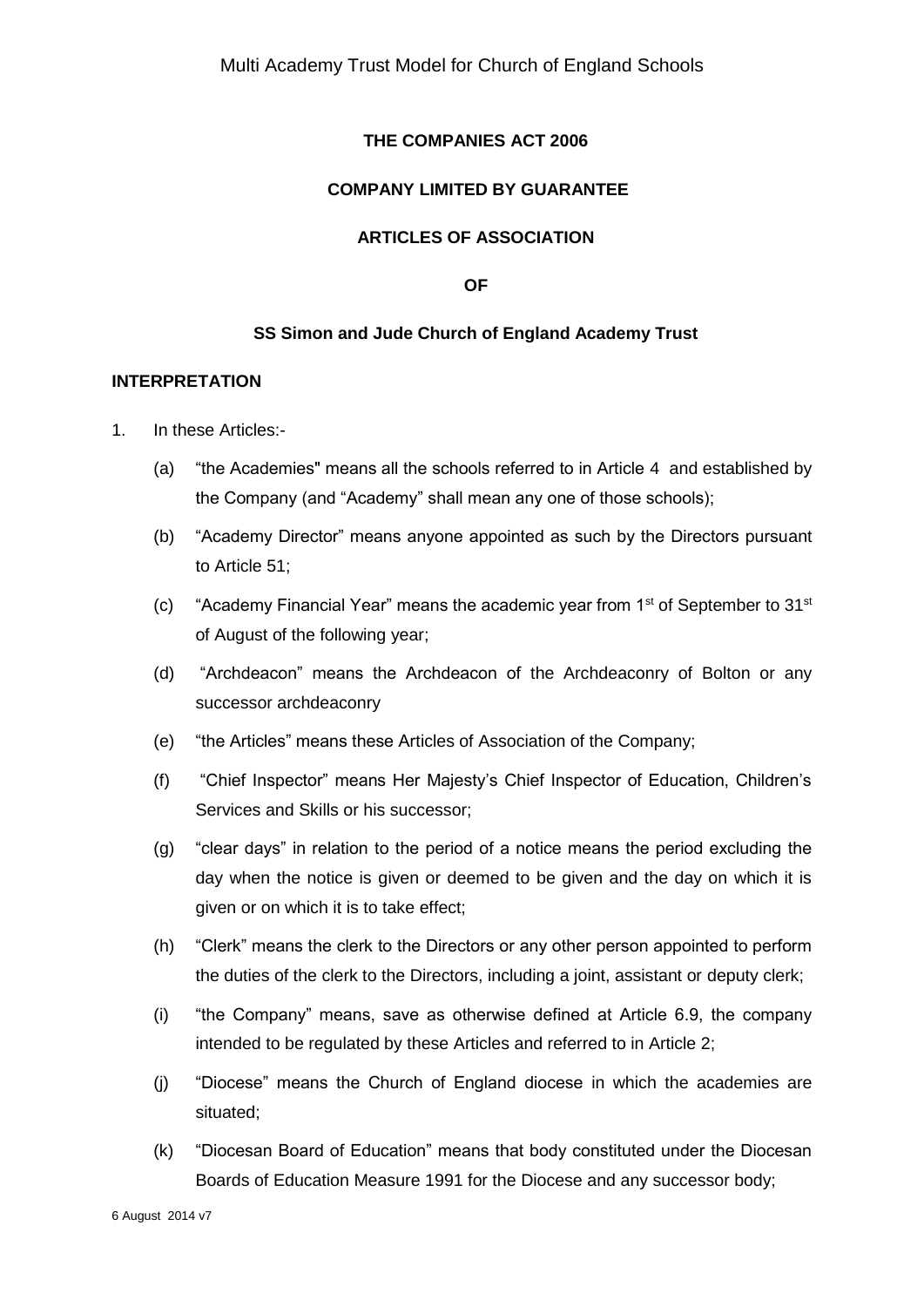**THE COMPANIES ACT 2006**

**COMPANY LIMITED BY GUARANTEE**

**ARTICLES OF ASSOCIATION**

**OF**

**SS Simon and Jude Church of England Academy Trust**

**INTERPRETATION**

1. In these Articles:-

   (a) "the Academies" means all the schools referred to in Article 4 and established by the Company (and "Academy" shall mean any one of those schools);

   (b) "Academy Director" means anyone appointed as such by the Directors pursuant to Article 51;

   (c) "Academy Financial Year" means the academic year from 1st of September to 31st of August of the following year;

   (d) "Archdeacon" means the Archdeacon of the Archdeaconry of Bolton or any successor archdeaconry

   (e) "the Articles" means these Articles of Association of the Company;

   (f) "Chief Inspector" means Her Majesty's Chief Inspector of Education, Children's Services and Skills or his successor;

   (g) "clear days" in relation to the period of a notice means the period excluding the day when the notice is given or deemed to be given and the day on which it is given or on which it is to take effect;

   (h) "Clerk" means the clerk to the Directors or any other person appointed to perform the duties of the clerk to the Directors, including a joint, assistant or deputy clerk;

   (i) "the Company" means, save as otherwise defined at Article 6.9, the company intended to be regulated by these Articles and referred to in Article 2;

   (j) "Diocese" means the Church of England diocese in which the academies are situated;

   (k) "Diocesan Board of Education" means that body constituted under the Diocesan Boards of Education Measure 1991 for the Diocese and any successor body;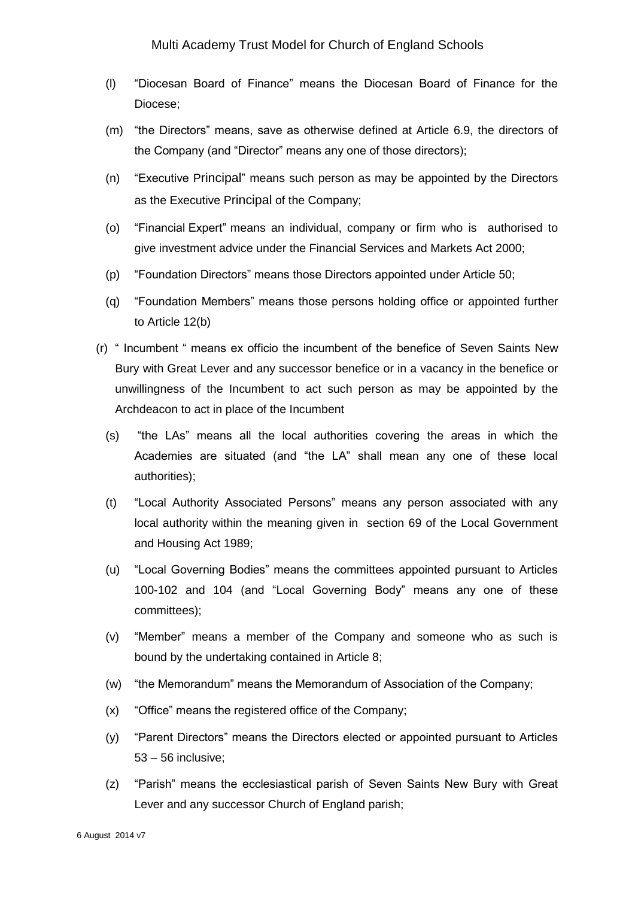(l) "Diocesan Board of Finance" means the Diocesan Board of Finance for the Diocese;

(m) "the Directors" means, save as otherwise defined at Article 6.9, the directors of the Company (and "Director" means any one of those directors);

(n) "Executive Principal" means such person as may be appointed by the Directors as the Executive Principal of the Company;

(o) "Financial Expert" means an individual, company or firm who is authorised to give investment advice under the Financial Services and Markets Act 2000;

(p) "Foundation Directors" means those Directors appointed under Article 50;

(q) "Foundation Members" means those persons holding office or appointed further to Article 12(b)

(r) " Incumbent " means ex officio the incumbent of the benefice of Seven Saints New Bury with Great Lever and any successor benefice or in a vacancy in the benefice or unwillingness of the Incumbent to act such person as may be appointed by the Archdeacon to act in place of the Incumbent

(s) "the LAs" means all the local authorities covering the areas in which the Academies are situated (and "the LA" shall mean any one of these local authorities);

(t) "Local Authority Associated Persons" means any person associated with any local authority within the meaning given in section 69 of the Local Government and Housing Act 1989;

(u) "Local Governing Bodies" means the committees appointed pursuant to Articles 100-102 and 104 (and "Local Governing Body" means any one of these committees);

(v) "Member" means a member of the Company and someone who as such is bound by the undertaking contained in Article 8;

(w) "the Memorandum" means the Memorandum of Association of the Company;

(x) "Office" means the registered office of the Company;

(y) "Parent Directors" means the Directors elected or appointed pursuant to Articles 53 – 56 inclusive;

(z) "Parish" means the ecclesiastical parish of Seven Saints New Bury with Great Lever and any successor Church of England parish;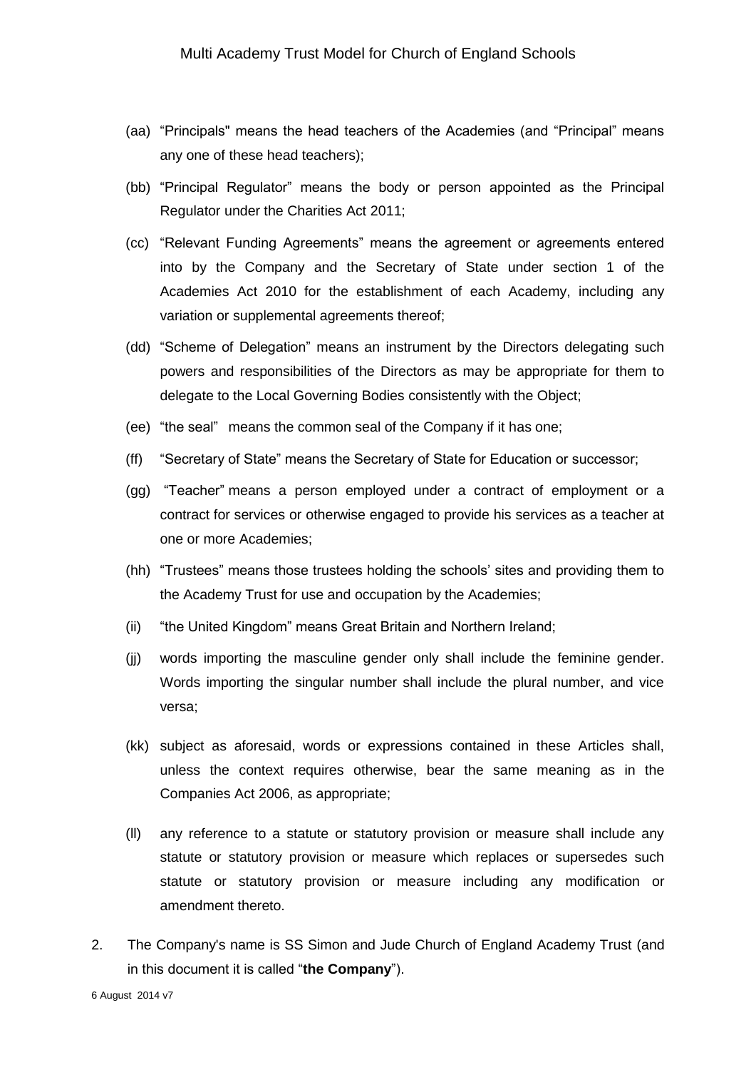(aa) "Principals" means the head teachers of the Academies (and "Principal" means any one of these head teachers);

(bb) "Principal Regulator" means the body or person appointed as the Principal Regulator under the Charities Act 2011;

(cc) "Relevant Funding Agreements" means the agreement or agreements entered into by the Company and the Secretary of State under section 1 of the Academies Act 2010 for the establishment of each Academy, including any variation or supplemental agreements thereof;

(dd) "Scheme of Delegation" means an instrument by the Directors delegating such powers and responsibilities of the Directors as may be appropriate for them to delegate to the Local Governing Bodies consistently with the Object;

(ee) "the seal" means the common seal of the Company if it has one;

(ff) "Secretary of State" means the Secretary of State for Education or successor;

(gg) "Teacher" means a person employed under a contract of employment or a contract for services or otherwise engaged to provide his services as a teacher at one or more Academies;

(hh) "Trustees" means those trustees holding the schools' sites and providing them to the Academy Trust for use and occupation by the Academies;

(ii) "the United Kingdom" means Great Britain and Northern Ireland;

(jj) words importing the masculine gender only shall include the feminine gender. Words importing the singular number shall include the plural number, and vice versa;

(kk) subject as aforesaid, words or expressions contained in these Articles shall, unless the context requires otherwise, bear the same meaning as in the Companies Act 2006, as appropriate;

(ll) any reference to a statute or statutory provision or measure shall include any statute or statutory provision or measure which replaces or supersedes such statute or statutory provision or measure including any modification or amendment thereto.

2. The Company's name is SS Simon and Jude Church of England Academy Trust (and in this document it is called "**the Company**").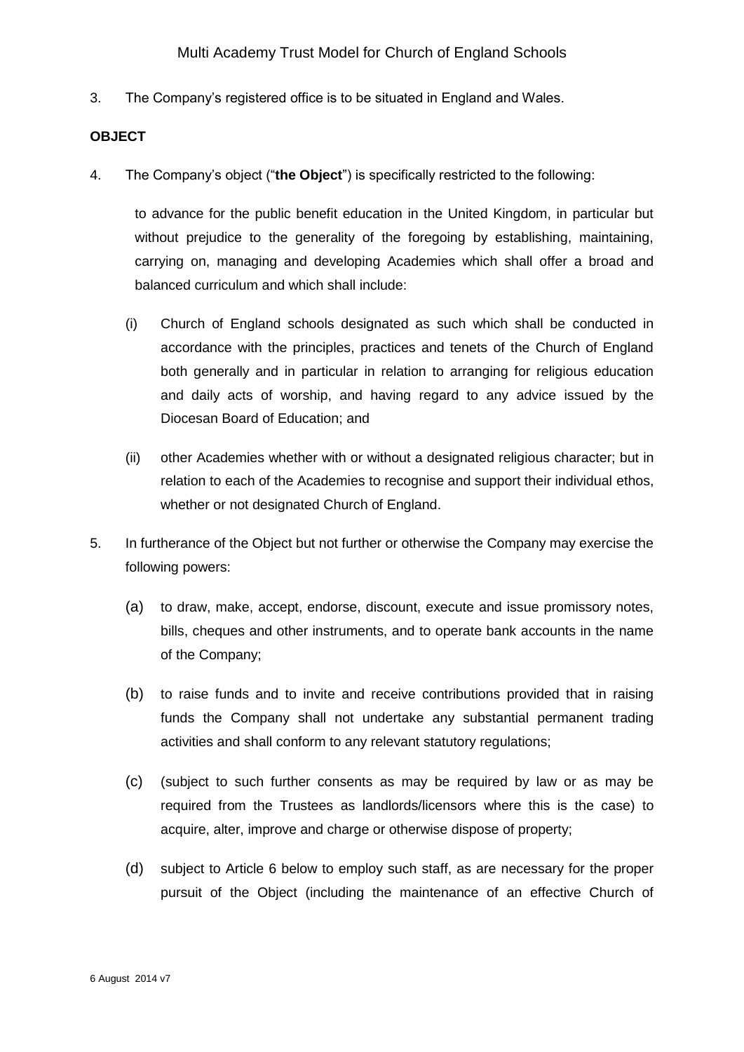3. The Company's registered office is to be situated in England and Wales.

**OBJECT**

4. The Company's object ("**the Object**") is specifically restricted to the following:

   to advance for the public benefit education in the United Kingdom, in particular but without prejudice to the generality of the foregoing by establishing, maintaining, carrying on, managing and developing Academies which shall offer a broad and balanced curriculum and which shall include:

   (i) Church of England schools designated as such which shall be conducted in accordance with the principles, practices and tenets of the Church of England both generally and in particular in relation to arranging for religious education and daily acts of worship, and having regard to any advice issued by the Diocesan Board of Education; and

   (ii) other Academies whether with or without a designated religious character; but in relation to each of the Academies to recognise and support their individual ethos, whether or not designated Church of England.

5. In furtherance of the Object but not further or otherwise the Company may exercise the following powers:

   (a) to draw, make, accept, endorse, discount, execute and issue promissory notes, bills, cheques and other instruments, and to operate bank accounts in the name of the Company;

   (b) to raise funds and to invite and receive contributions provided that in raising funds the Company shall not undertake any substantial permanent trading activities and shall conform to any relevant statutory regulations;

   (c) (subject to such further consents as may be required by law or as may be required from the Trustees as landlords/licensors where this is the case) to acquire, alter, improve and charge or otherwise dispose of property;

   (d) subject to Article 6 below to employ such staff, as are necessary for the proper pursuit of the Object (including the maintenance of an effective Church of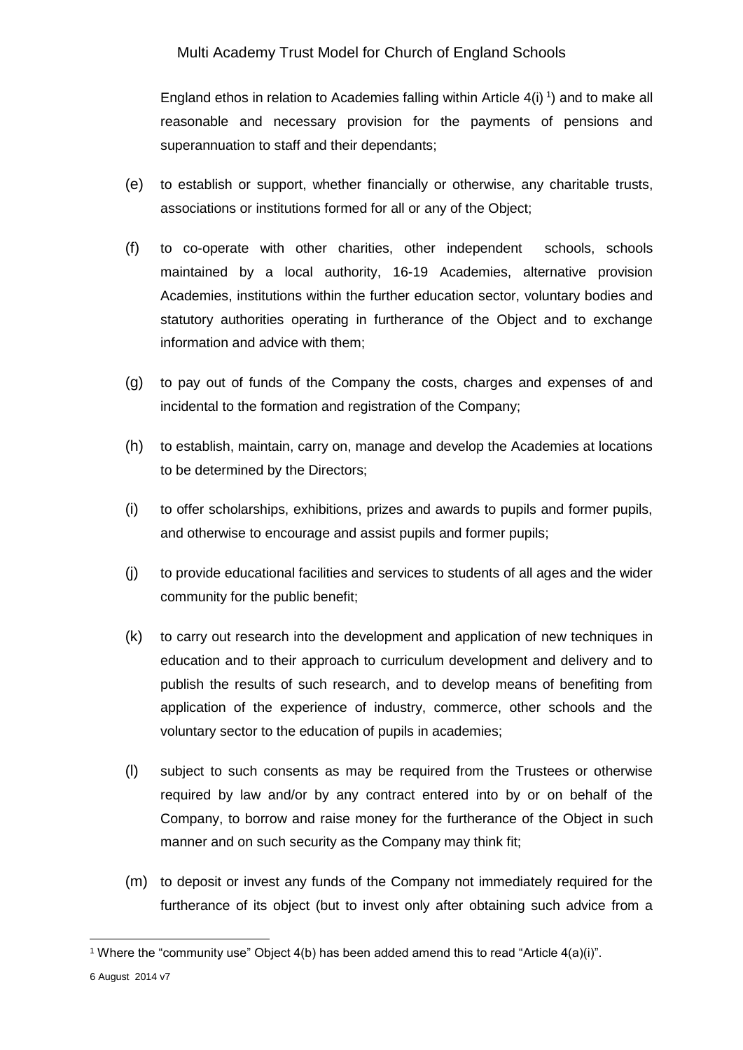England ethos in relation to Academies falling within Article 4(i) [1]) and to make all reasonable and necessary provision for the payments of pensions and superannuation to staff and their dependants;

(e) to establish or support, whether financially or otherwise, any charitable trusts, associations or institutions formed for all or any of the Object;

(f) to co-operate with other charities, other independent schools, schools maintained by a local authority, 16-19 Academies, alternative provision Academies, institutions within the further education sector, voluntary bodies and statutory authorities operating in furtherance of the Object and to exchange information and advice with them;

(g) to pay out of funds of the Company the costs, charges and expenses of and incidental to the formation and registration of the Company;

(h) to establish, maintain, carry on, manage and develop the Academies at locations to be determined by the Directors;

(i) to offer scholarships, exhibitions, prizes and awards to pupils and former pupils, and otherwise to encourage and assist pupils and former pupils;

(j) to provide educational facilities and services to students of all ages and the wider community for the public benefit;

(k) to carry out research into the development and application of new techniques in education and to their approach to curriculum development and delivery and to publish the results of such research, and to develop means of benefiting from application of the experience of industry, commerce, other schools and the voluntary sector to the education of pupils in academies;

(l) subject to such consents as may be required from the Trustees or otherwise required by law and/or by any contract entered into by or on behalf of the Company, to borrow and raise money for the furtherance of the Object in such manner and on such security as the Company may think fit;

(m) to deposit or invest any funds of the Company not immediately required for the furtherance of its object (but to invest only after obtaining such advice from a

---

[1] Where the "community use" Object 4(b) has been added amend this to read "Article 4(a)(i)".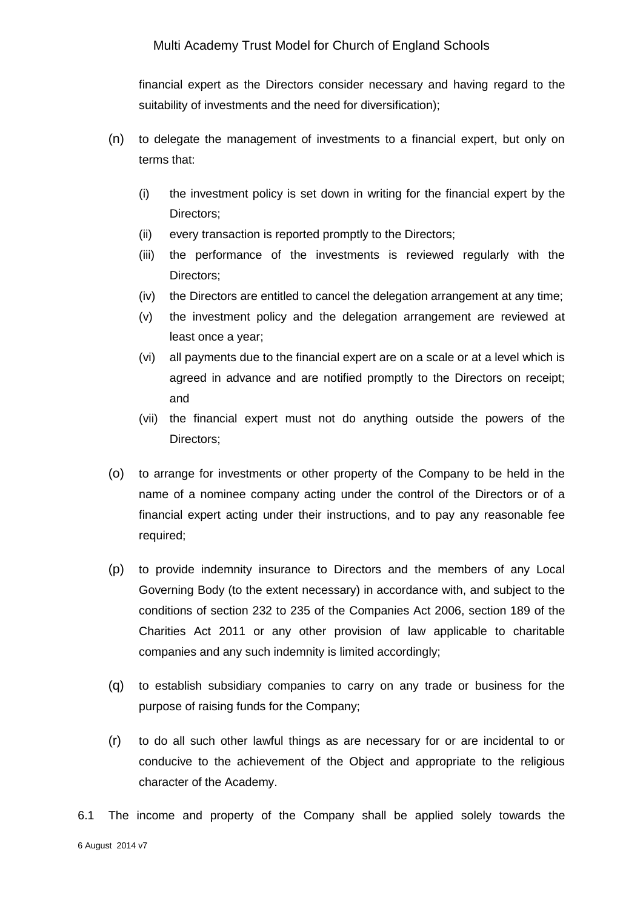financial expert as the Directors consider necessary and having regard to the suitability of investments and the need for diversification);

(n) to delegate the management of investments to a financial expert, but only on terms that:

   (i) the investment policy is set down in writing for the financial expert by the Directors;
   (ii) every transaction is reported promptly to the Directors;
   (iii) the performance of the investments is reviewed regularly with the Directors;
   (iv) the Directors are entitled to cancel the delegation arrangement at any time;
   (v) the investment policy and the delegation arrangement are reviewed at least once a year;
   (vi) all payments due to the financial expert are on a scale or at a level which is agreed in advance and are notified promptly to the Directors on receipt; and
   (vii) the financial expert must not do anything outside the powers of the Directors;

(o) to arrange for investments or other property of the Company to be held in the name of a nominee company acting under the control of the Directors or of a financial expert acting under their instructions, and to pay any reasonable fee required;

(p) to provide indemnity insurance to Directors and the members of any Local Governing Body (to the extent necessary) in accordance with, and subject to the conditions of section 232 to 235 of the Companies Act 2006, section 189 of the Charities Act 2011 or any other provision of law applicable to charitable companies and any such indemnity is limited accordingly;

(q) to establish subsidiary companies to carry on any trade or business for the purpose of raising funds for the Company;

(r) to do all such other lawful things as are necessary for or are incidental to or conducive to the achievement of the Object and appropriate to the religious character of the Academy.

6.1 The income and property of the Company shall be applied solely towards the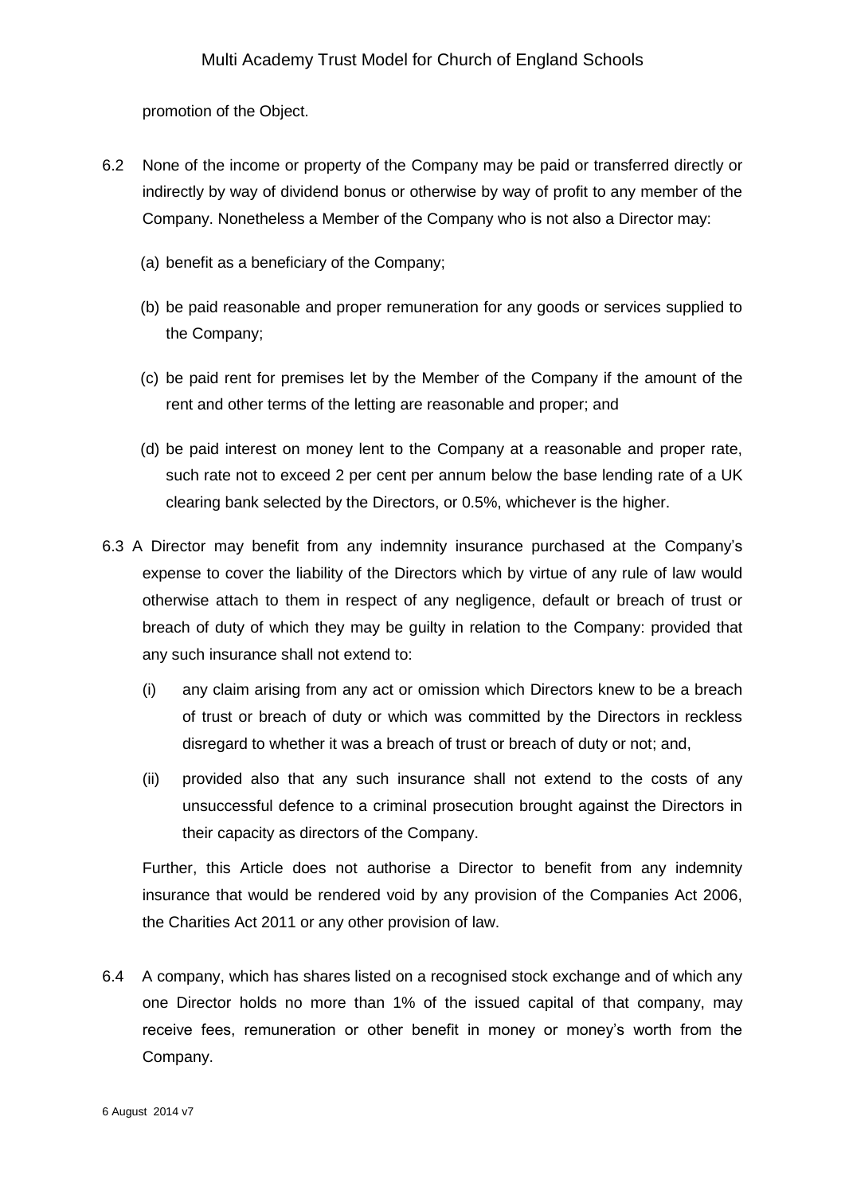promotion of the Object.

6.2 None of the income or property of the Company may be paid or transferred directly or indirectly by way of dividend bonus or otherwise by way of profit to any member of the Company. Nonetheless a Member of the Company who is not also a Director may:

(a) benefit as a beneficiary of the Company;

(b) be paid reasonable and proper remuneration for any goods or services supplied to the Company;

(c) be paid rent for premises let by the Member of the Company if the amount of the rent and other terms of the letting are reasonable and proper; and

(d) be paid interest on money lent to the Company at a reasonable and proper rate, such rate not to exceed 2 per cent per annum below the base lending rate of a UK clearing bank selected by the Directors, or 0.5%, whichever is the higher.

6.3 A Director may benefit from any indemnity insurance purchased at the Company's expense to cover the liability of the Directors which by virtue of any rule of law would otherwise attach to them in respect of any negligence, default or breach of trust or breach of duty of which they may be guilty in relation to the Company: provided that any such insurance shall not extend to:

(i) any claim arising from any act or omission which Directors knew to be a breach of trust or breach of duty or which was committed by the Directors in reckless disregard to whether it was a breach of trust or breach of duty or not; and,

(ii) provided also that any such insurance shall not extend to the costs of any unsuccessful defence to a criminal prosecution brought against the Directors in their capacity as directors of the Company.

Further, this Article does not authorise a Director to benefit from any indemnity insurance that would be rendered void by any provision of the Companies Act 2006, the Charities Act 2011 or any other provision of law.

6.4 A company, which has shares listed on a recognised stock exchange and of which any one Director holds no more than 1% of the issued capital of that company, may receive fees, remuneration or other benefit in money or money's worth from the Company.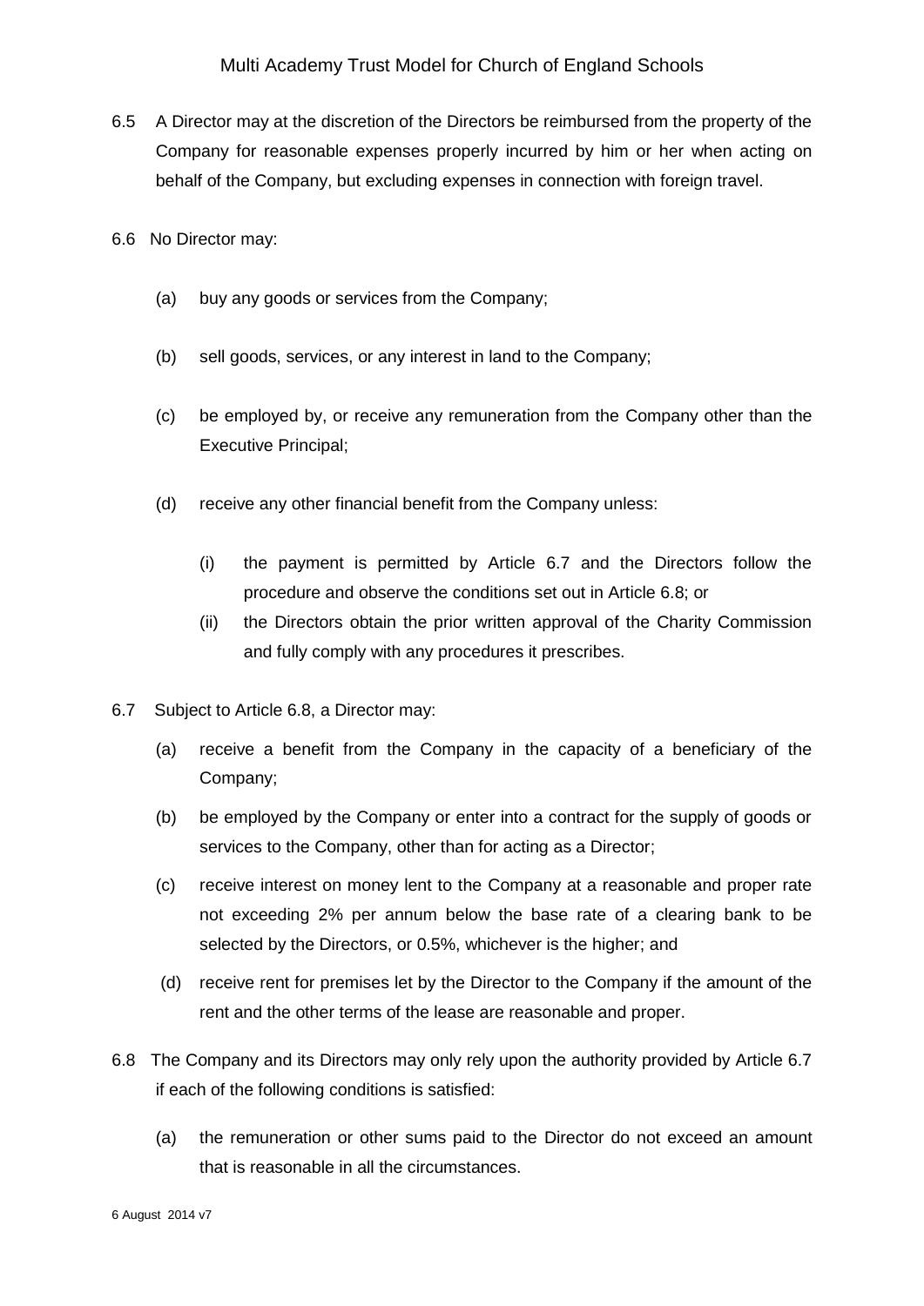6.5 A Director may at the discretion of the Directors be reimbursed from the property of the Company for reasonable expenses properly incurred by him or her when acting on behalf of the Company, but excluding expenses in connection with foreign travel.

6.6 No Director may:

(a) buy any goods or services from the Company;

(b) sell goods, services, or any interest in land to the Company;

(c) be employed by, or receive any remuneration from the Company other than the Executive Principal;

(d) receive any other financial benefit from the Company unless:

(i) the payment is permitted by Article 6.7 and the Directors follow the procedure and observe the conditions set out in Article 6.8; or

(ii) the Directors obtain the prior written approval of the Charity Commission and fully comply with any procedures it prescribes.

6.7 Subject to Article 6.8, a Director may:

(a) receive a benefit from the Company in the capacity of a beneficiary of the Company;

(b) be employed by the Company or enter into a contract for the supply of goods or services to the Company, other than for acting as a Director;

(c) receive interest on money lent to the Company at a reasonable and proper rate not exceeding 2% per annum below the base rate of a clearing bank to be selected by the Directors, or 0.5%, whichever is the higher; and

(d) receive rent for premises let by the Director to the Company if the amount of the rent and the other terms of the lease are reasonable and proper.

6.8 The Company and its Directors may only rely upon the authority provided by Article 6.7 if each of the following conditions is satisfied:

(a) the remuneration or other sums paid to the Director do not exceed an amount that is reasonable in all the circumstances.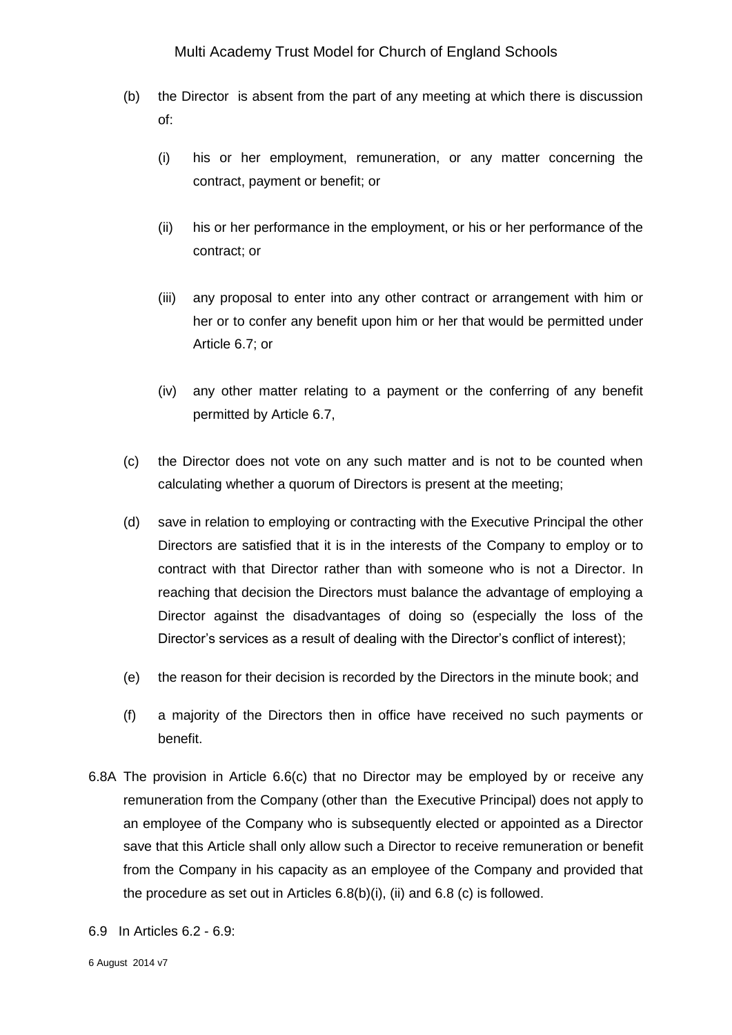(b) the Director is absent from the part of any meeting at which there is discussion of:

  (i) his or her employment, remuneration, or any matter concerning the contract, payment or benefit; or

  (ii) his or her performance in the employment, or his or her performance of the contract; or

  (iii) any proposal to enter into any other contract or arrangement with him or her or to confer any benefit upon him or her that would be permitted under Article 6.7; or

  (iv) any other matter relating to a payment or the conferring of any benefit permitted by Article 6.7,

(c) the Director does not vote on any such matter and is not to be counted when calculating whether a quorum of Directors is present at the meeting;

(d) save in relation to employing or contracting with the Executive Principal the other Directors are satisfied that it is in the interests of the Company to employ or to contract with that Director rather than with someone who is not a Director. In reaching that decision the Directors must balance the advantage of employing a Director against the disadvantages of doing so (especially the loss of the Director's services as a result of dealing with the Director's conflict of interest);

(e) the reason for their decision is recorded by the Directors in the minute book; and

(f) a majority of the Directors then in office have received no such payments or benefit.

6.8A The provision in Article 6.6(c) that no Director may be employed by or receive any remuneration from the Company (other than the Executive Principal) does not apply to an employee of the Company who is subsequently elected or appointed as a Director save that this Article shall only allow such a Director to receive remuneration or benefit from the Company in his capacity as an employee of the Company and provided that the procedure as set out in Articles 6.8(b)(i), (ii) and 6.8 (c) is followed.

6.9 In Articles 6.2 - 6.9: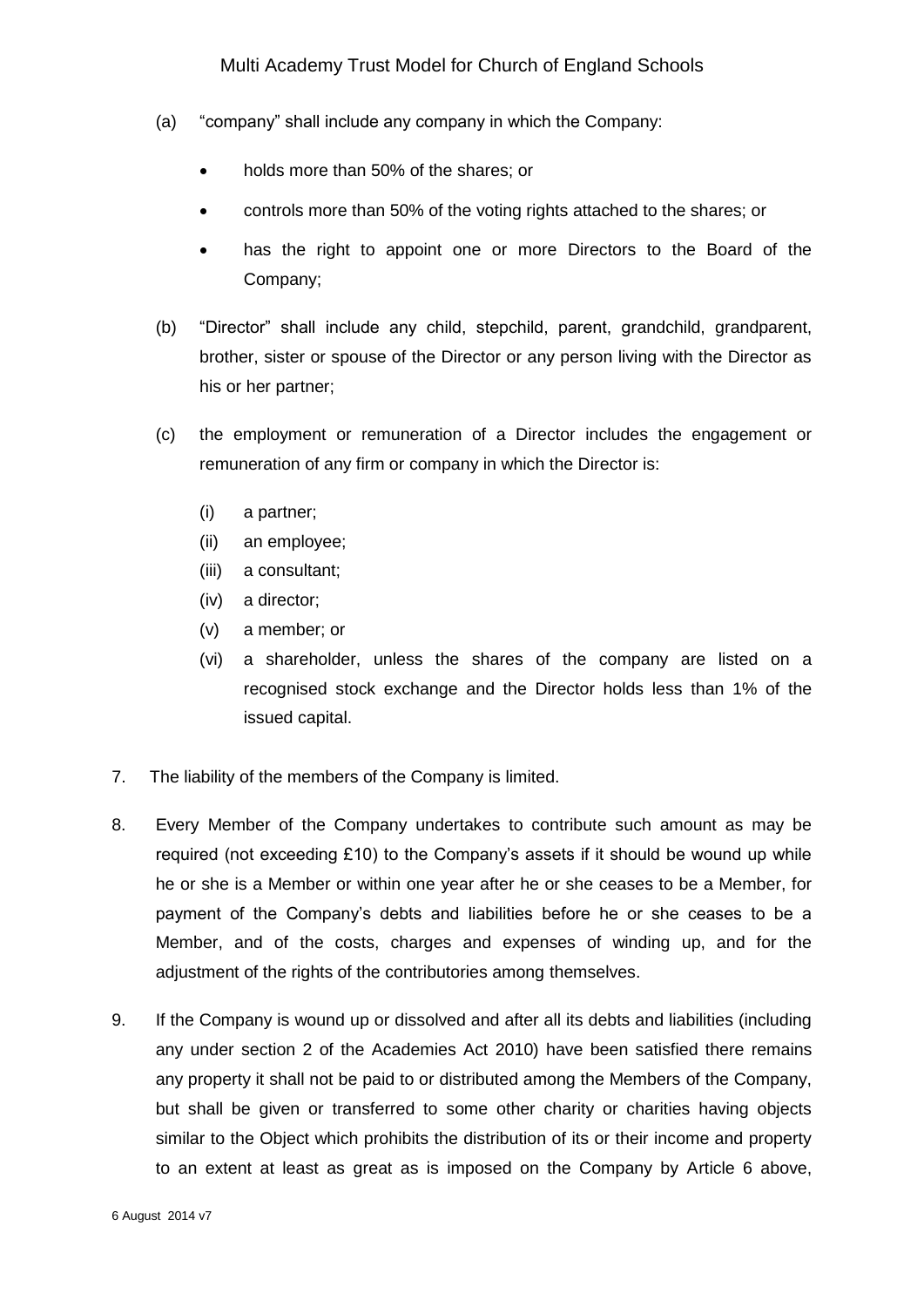(a) "company" shall include any company in which the Company:

- holds more than 50% of the shares; or
- controls more than 50% of the voting rights attached to the shares; or
- has the right to appoint one or more Directors to the Board of the Company;

(b) "Director" shall include any child, stepchild, parent, grandchild, grandparent, brother, sister or spouse of the Director or any person living with the Director as his or her partner;

(c) the employment or remuneration of a Director includes the engagement or remuneration of any firm or company in which the Director is:

(i) a partner;
(ii) an employee;
(iii) a consultant;
(iv) a director;
(v) a member; or
(vi) a shareholder, unless the shares of the company are listed on a recognised stock exchange and the Director holds less than 1% of the issued capital.

7. The liability of the members of the Company is limited.

8. Every Member of the Company undertakes to contribute such amount as may be required (not exceeding £10) to the Company's assets if it should be wound up while he or she is a Member or within one year after he or she ceases to be a Member, for payment of the Company's debts and liabilities before he or she ceases to be a Member, and of the costs, charges and expenses of winding up, and for the adjustment of the rights of the contributories among themselves.

9. If the Company is wound up or dissolved and after all its debts and liabilities (including any under section 2 of the Academies Act 2010) have been satisfied there remains any property it shall not be paid to or distributed among the Members of the Company, but shall be given or transferred to some other charity or charities having objects similar to the Object which prohibits the distribution of its or their income and property to an extent at least as great as is imposed on the Company by Article 6 above,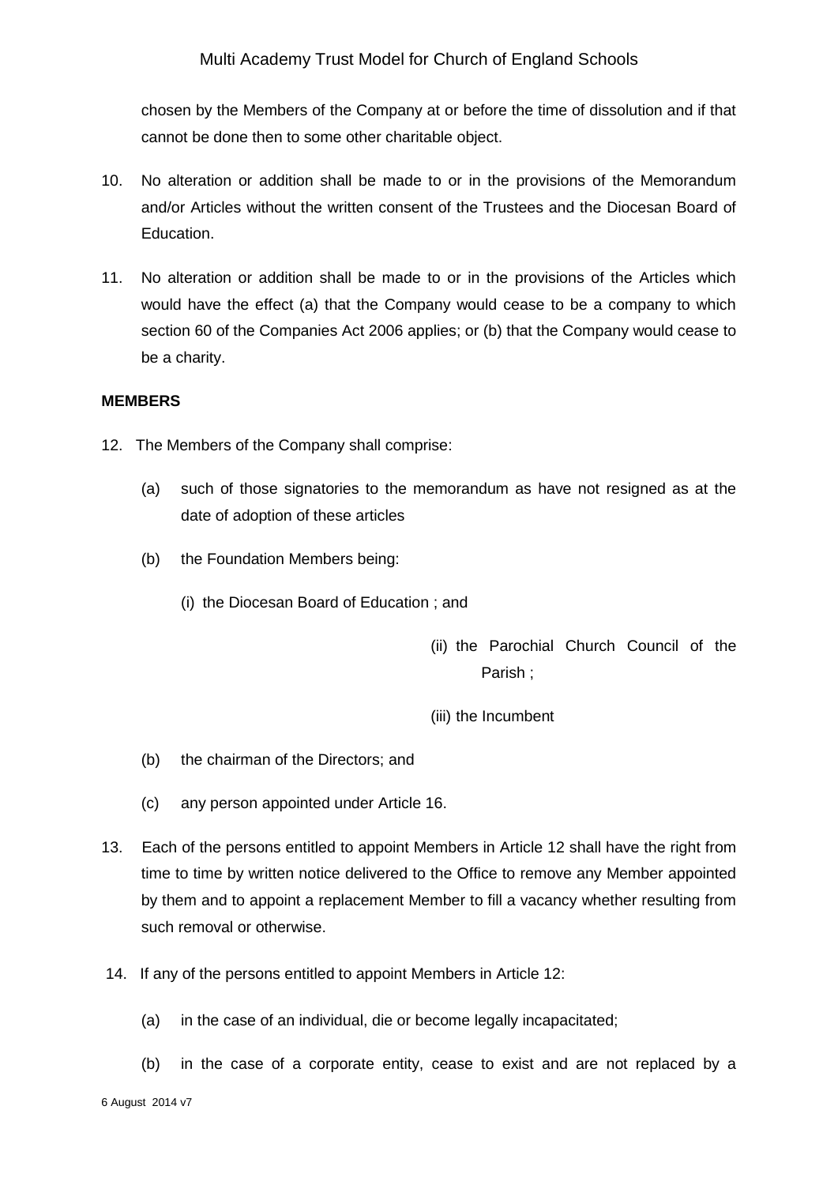chosen by the Members of the Company at or before the time of dissolution and if that cannot be done then to some other charitable object.

10. No alteration or addition shall be made to or in the provisions of the Memorandum and/or Articles without the written consent of the Trustees and the Diocesan Board of Education.

11. No alteration or addition shall be made to or in the provisions of the Articles which would have the effect (a) that the Company would cease to be a company to which section 60 of the Companies Act 2006 applies; or (b) that the Company would cease to be a charity.

**MEMBERS**

12. The Members of the Company shall comprise:

    (a) such of those signatories to the memorandum as have not resigned as at the date of adoption of these articles

    (b) the Foundation Members being:

        (i) the Diocesan Board of Education ; and

        (ii) the Parochial Church Council of the Parish ;

        (iii) the Incumbent

    (b) the chairman of the Directors; and

    (c) any person appointed under Article 16.

13. Each of the persons entitled to appoint Members in Article 12 shall have the right from time to time by written notice delivered to the Office to remove any Member appointed by them and to appoint a replacement Member to fill a vacancy whether resulting from such removal or otherwise.

14. If any of the persons entitled to appoint Members in Article 12:

    (a) in the case of an individual, die or become legally incapacitated;

    (b) in the case of a corporate entity, cease to exist and are not replaced by a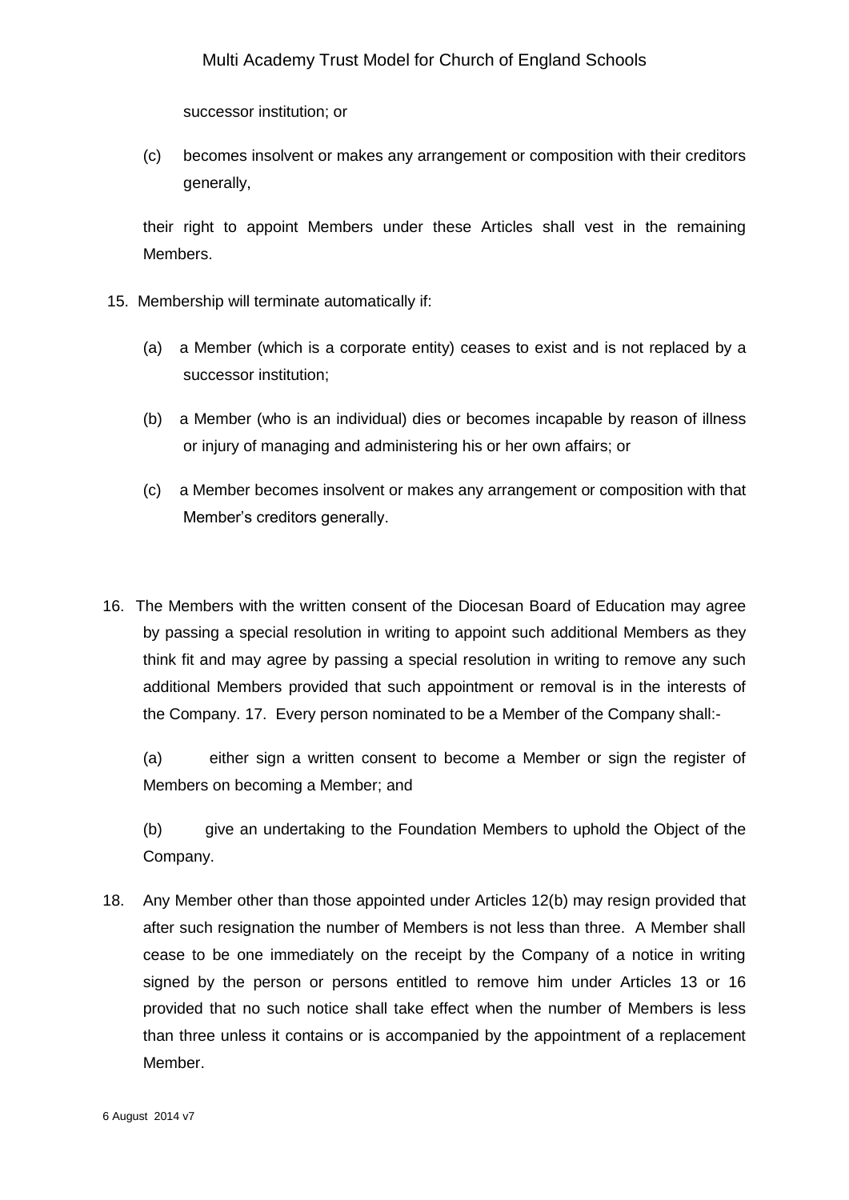successor institution; or

(c) becomes insolvent or makes any arrangement or composition with their creditors generally,

their right to appoint Members under these Articles shall vest in the remaining Members.

15. Membership will terminate automatically if:

    (a) a Member (which is a corporate entity) ceases to exist and is not replaced by a successor institution;

    (b) a Member (who is an individual) dies or becomes incapable by reason of illness or injury of managing and administering his or her own affairs; or

    (c) a Member becomes insolvent or makes any arrangement or composition with that Member's creditors generally.

16. The Members with the written consent of the Diocesan Board of Education may agree by passing a special resolution in writing to appoint such additional Members as they think fit and may agree by passing a special resolution in writing to remove any such additional Members provided that such appointment or removal is in the interests of the Company. 17. Every person nominated to be a Member of the Company shall:-

    (a) either sign a written consent to become a Member or sign the register of Members on becoming a Member; and

    (b) give an undertaking to the Foundation Members to uphold the Object of the Company.

18. Any Member other than those appointed under Articles 12(b) may resign provided that after such resignation the number of Members is not less than three. A Member shall cease to be one immediately on the receipt by the Company of a notice in writing signed by the person or persons entitled to remove him under Articles 13 or 16 provided that no such notice shall take effect when the number of Members is less than three unless it contains or is accompanied by the appointment of a replacement Member.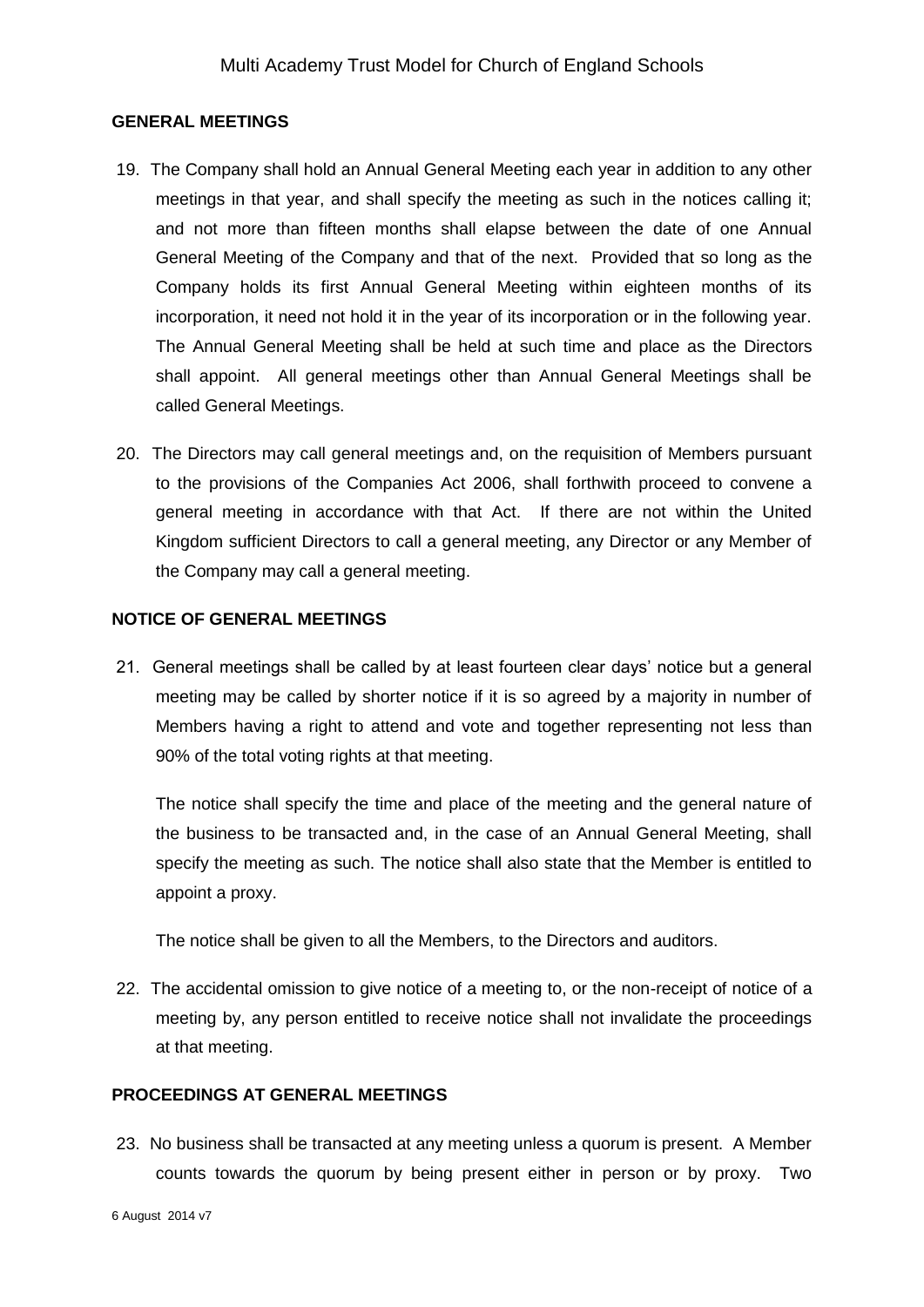## GENERAL MEETINGS

19. The Company shall hold an Annual General Meeting each year in addition to any other meetings in that year, and shall specify the meeting as such in the notices calling it; and not more than fifteen months shall elapse between the date of one Annual General Meeting of the Company and that of the next. Provided that so long as the Company holds its first Annual General Meeting within eighteen months of its incorporation, it need not hold it in the year of its incorporation or in the following year. The Annual General Meeting shall be held at such time and place as the Directors shall appoint. All general meetings other than Annual General Meetings shall be called General Meetings.

20. The Directors may call general meetings and, on the requisition of Members pursuant to the provisions of the Companies Act 2006, shall forthwith proceed to convene a general meeting in accordance with that Act. If there are not within the United Kingdom sufficient Directors to call a general meeting, any Director or any Member of the Company may call a general meeting.

## NOTICE OF GENERAL MEETINGS

21. General meetings shall be called by at least fourteen clear days' notice but a general meeting may be called by shorter notice if it is so agreed by a majority in number of Members having a right to attend and vote and together representing not less than 90% of the total voting rights at that meeting.

    The notice shall specify the time and place of the meeting and the general nature of the business to be transacted and, in the case of an Annual General Meeting, shall specify the meeting as such. The notice shall also state that the Member is entitled to appoint a proxy.

    The notice shall be given to all the Members, to the Directors and auditors.

22. The accidental omission to give notice of a meeting to, or the non-receipt of notice of a meeting by, any person entitled to receive notice shall not invalidate the proceedings at that meeting.

## PROCEEDINGS AT GENERAL MEETINGS

23. No business shall be transacted at any meeting unless a quorum is present. A Member counts towards the quorum by being present either in person or by proxy. Two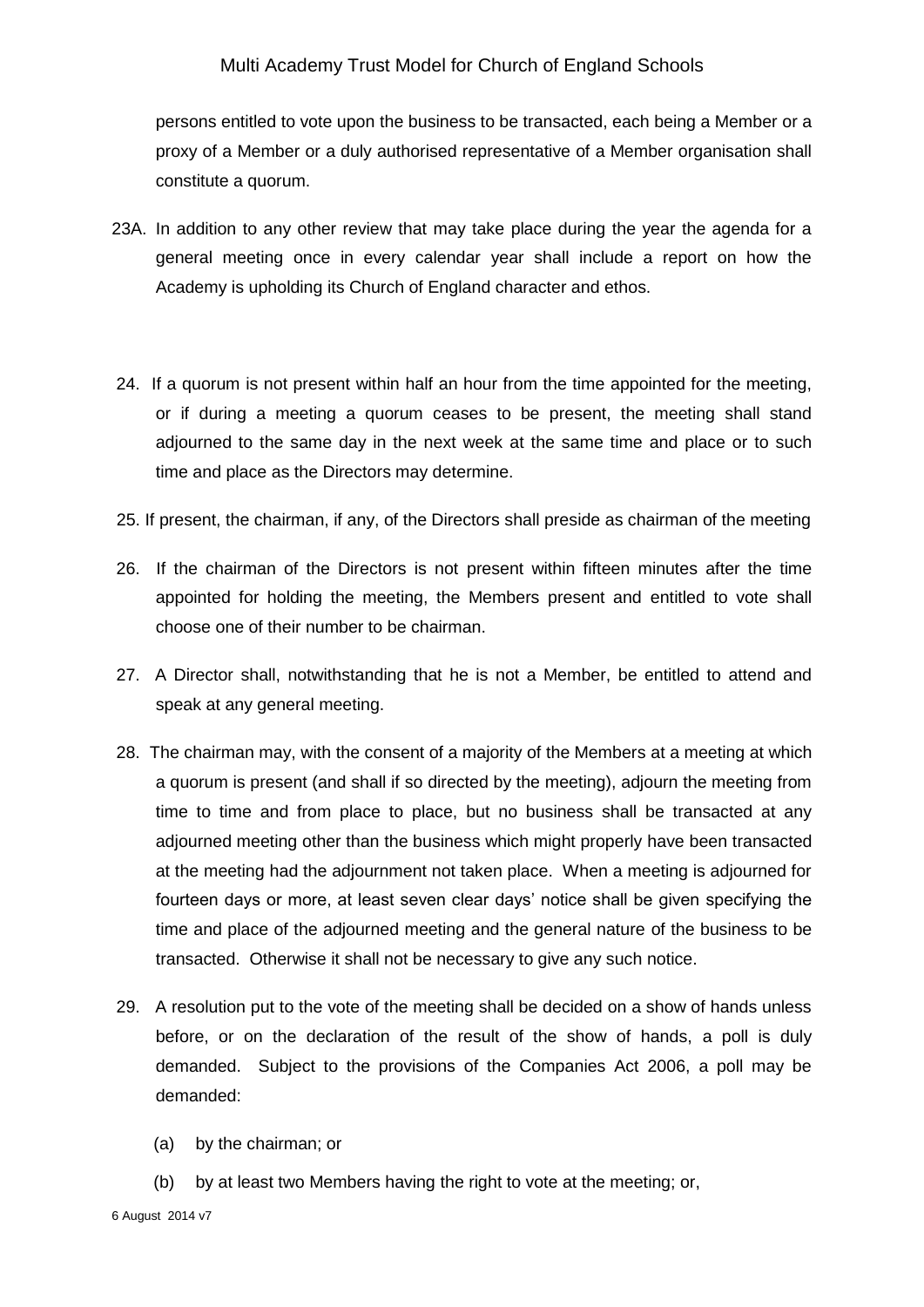persons entitled to vote upon the business to be transacted, each being a Member or a proxy of a Member or a duly authorised representative of a Member organisation shall constitute a quorum.

23A. In addition to any other review that may take place during the year the agenda for a general meeting once in every calendar year shall include a report on how the Academy is upholding its Church of England character and ethos.

24. If a quorum is not present within half an hour from the time appointed for the meeting, or if during a meeting a quorum ceases to be present, the meeting shall stand adjourned to the same day in the next week at the same time and place or to such time and place as the Directors may determine.

25. If present, the chairman, if any, of the Directors shall preside as chairman of the meeting

26. If the chairman of the Directors is not present within fifteen minutes after the time appointed for holding the meeting, the Members present and entitled to vote shall choose one of their number to be chairman.

27. A Director shall, notwithstanding that he is not a Member, be entitled to attend and speak at any general meeting.

28. The chairman may, with the consent of a majority of the Members at a meeting at which a quorum is present (and shall if so directed by the meeting), adjourn the meeting from time to time and from place to place, but no business shall be transacted at any adjourned meeting other than the business which might properly have been transacted at the meeting had the adjournment not taken place. When a meeting is adjourned for fourteen days or more, at least seven clear days' notice shall be given specifying the time and place of the adjourned meeting and the general nature of the business to be transacted. Otherwise it shall not be necessary to give any such notice.

29. A resolution put to the vote of the meeting shall be decided on a show of hands unless before, or on the declaration of the result of the show of hands, a poll is duly demanded. Subject to the provisions of the Companies Act 2006, a poll may be demanded:

    (a) by the chairman; or

    (b) by at least two Members having the right to vote at the meeting; or,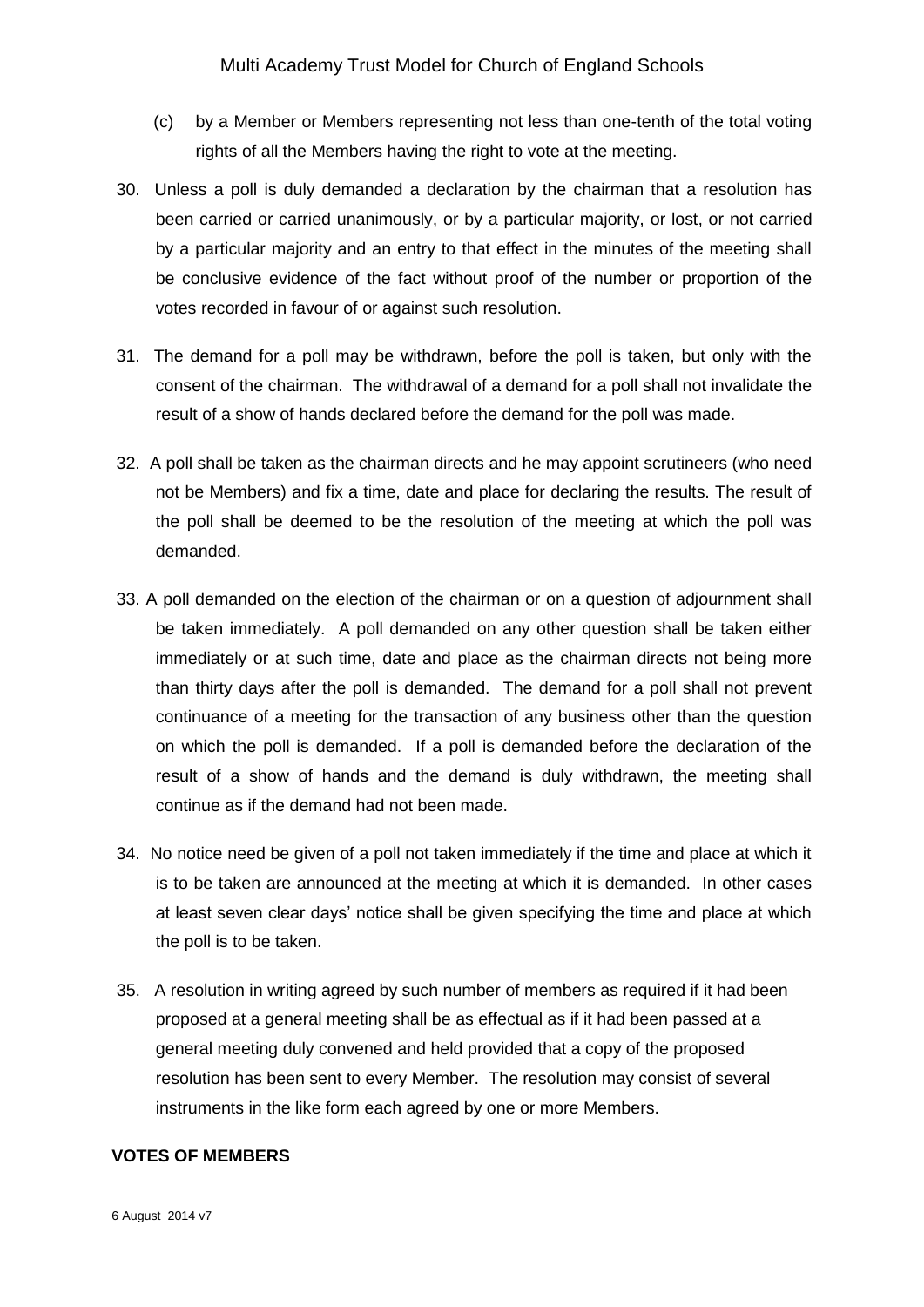(c) by a Member or Members representing not less than one-tenth of the total voting rights of all the Members having the right to vote at the meeting.

30. Unless a poll is duly demanded a declaration by the chairman that a resolution has been carried or carried unanimously, or by a particular majority, or lost, or not carried by a particular majority and an entry to that effect in the minutes of the meeting shall be conclusive evidence of the fact without proof of the number or proportion of the votes recorded in favour of or against such resolution.

31. The demand for a poll may be withdrawn, before the poll is taken, but only with the consent of the chairman. The withdrawal of a demand for a poll shall not invalidate the result of a show of hands declared before the demand for the poll was made.

32. A poll shall be taken as the chairman directs and he may appoint scrutineers (who need not be Members) and fix a time, date and place for declaring the results. The result of the poll shall be deemed to be the resolution of the meeting at which the poll was demanded.

33. A poll demanded on the election of the chairman or on a question of adjournment shall be taken immediately. A poll demanded on any other question shall be taken either immediately or at such time, date and place as the chairman directs not being more than thirty days after the poll is demanded. The demand for a poll shall not prevent continuance of a meeting for the transaction of any business other than the question on which the poll is demanded. If a poll is demanded before the declaration of the result of a show of hands and the demand is duly withdrawn, the meeting shall continue as if the demand had not been made.

34. No notice need be given of a poll not taken immediately if the time and place at which it is to be taken are announced at the meeting at which it is demanded. In other cases at least seven clear days' notice shall be given specifying the time and place at which the poll is to be taken.

35. A resolution in writing agreed by such number of members as required if it had been proposed at a general meeting shall be as effectual as if it had been passed at a general meeting duly convened and held provided that a copy of the proposed resolution has been sent to every Member. The resolution may consist of several instruments in the like form each agreed by one or more Members.

**VOTES OF MEMBERS**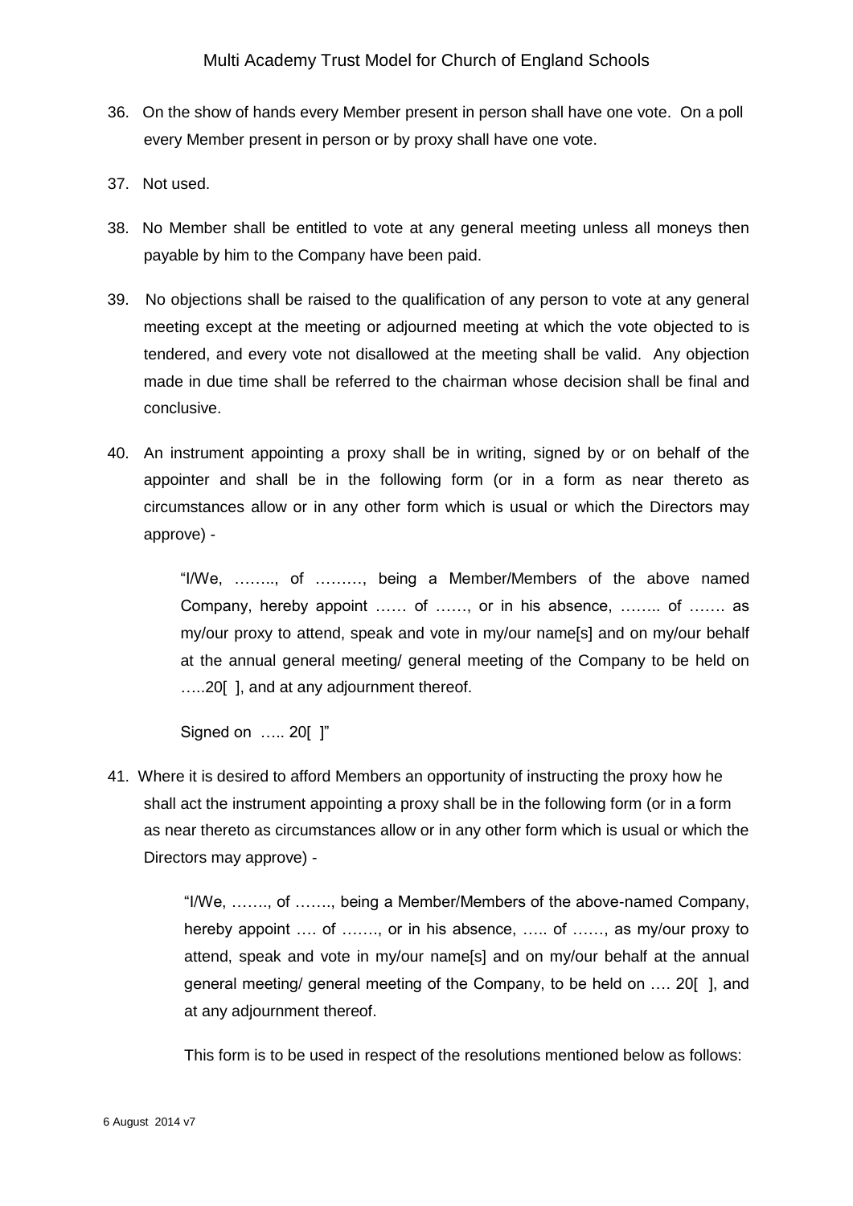36. On the show of hands every Member present in person shall have one vote. On a poll every Member present in person or by proxy shall have one vote.

37. Not used.

38. No Member shall be entitled to vote at any general meeting unless all moneys then payable by him to the Company have been paid.

39. No objections shall be raised to the qualification of any person to vote at any general meeting except at the meeting or adjourned meeting at which the vote objected to is tendered, and every vote not disallowed at the meeting shall be valid. Any objection made in due time shall be referred to the chairman whose decision shall be final and conclusive.

40. An instrument appointing a proxy shall be in writing, signed by or on behalf of the appointer and shall be in the following form (or in a form as near thereto as circumstances allow or in any other form which is usual or which the Directors may approve) -

> "I/We, …….., of ………, being a Member/Members of the above named Company, hereby appoint …… of ……, or in his absence, …….. of ……. as my/our proxy to attend, speak and vote in my/our name[s] and on my/our behalf at the annual general meeting/ general meeting of the Company to be held on …..20[ ], and at any adjournment thereof.
>
> Signed on ….. 20[ ]"

41. Where it is desired to afford Members an opportunity of instructing the proxy how he shall act the instrument appointing a proxy shall be in the following form (or in a form as near thereto as circumstances allow or in any other form which is usual or which the Directors may approve) -

> "I/We, ……., of ……., being a Member/Members of the above-named Company, hereby appoint …. of ……., or in his absence, ….. of ……, as my/our proxy to attend, speak and vote in my/our name[s] and on my/our behalf at the annual general meeting/ general meeting of the Company, to be held on …. 20[ ], and at any adjournment thereof.
>
> This form is to be used in respect of the resolutions mentioned below as follows: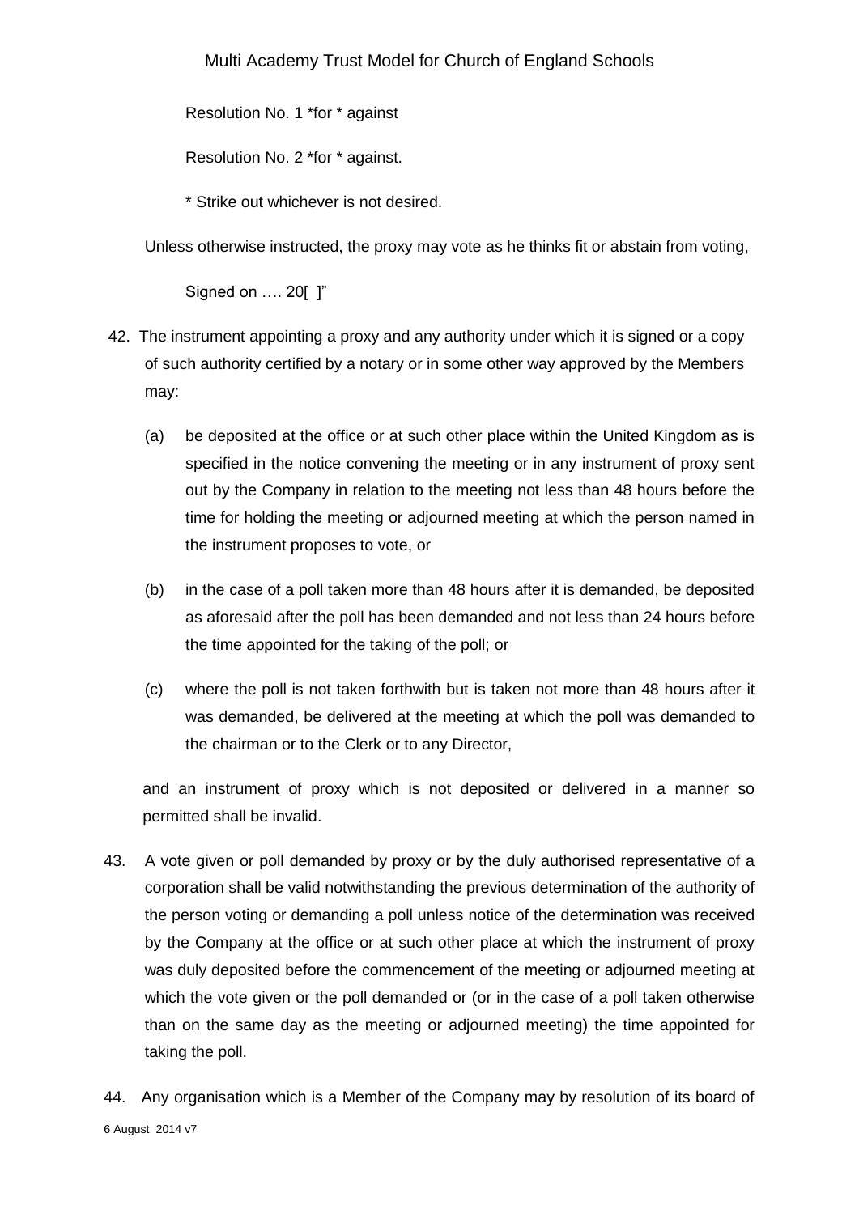Resolution No. 1 *for * against

Resolution No. 2 *for * against.

* Strike out whichever is not desired.

Unless otherwise instructed, the proxy may vote as he thinks fit or abstain from voting,

Signed on …. 20[ ]"

42. The instrument appointing a proxy and any authority under which it is signed or a copy of such authority certified by a notary or in some other way approved by the Members may:

    (a) be deposited at the office or at such other place within the United Kingdom as is specified in the notice convening the meeting or in any instrument of proxy sent out by the Company in relation to the meeting not less than 48 hours before the time for holding the meeting or adjourned meeting at which the person named in the instrument proposes to vote, or

    (b) in the case of a poll taken more than 48 hours after it is demanded, be deposited as aforesaid after the poll has been demanded and not less than 24 hours before the time appointed for the taking of the poll; or

    (c) where the poll is not taken forthwith but is taken not more than 48 hours after it was demanded, be delivered at the meeting at which the poll was demanded to the chairman or to the Clerk or to any Director,

    and an instrument of proxy which is not deposited or delivered in a manner so permitted shall be invalid.

43. A vote given or poll demanded by proxy or by the duly authorised representative of a corporation shall be valid notwithstanding the previous determination of the authority of the person voting or demanding a poll unless notice of the determination was received by the Company at the office or at such other place at which the instrument of proxy was duly deposited before the commencement of the meeting or adjourned meeting at which the vote given or the poll demanded or (or in the case of a poll taken otherwise than on the same day as the meeting or adjourned meeting) the time appointed for taking the poll.

44. Any organisation which is a Member of the Company may by resolution of its board of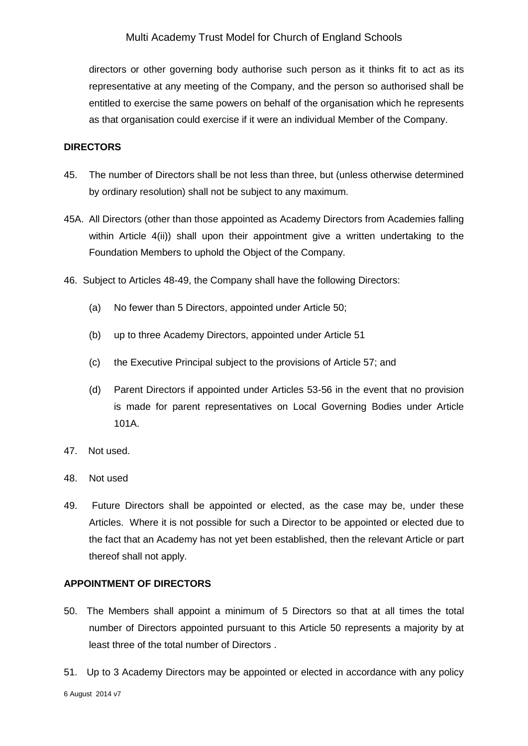directors or other governing body authorise such person as it thinks fit to act as its representative at any meeting of the Company, and the person so authorised shall be entitled to exercise the same powers on behalf of the organisation which he represents as that organisation could exercise if it were an individual Member of the Company.

**DIRECTORS**

45. The number of Directors shall be not less than three, but (unless otherwise determined by ordinary resolution) shall not be subject to any maximum.

45A. All Directors (other than those appointed as Academy Directors from Academies falling within Article 4(ii)) shall upon their appointment give a written undertaking to the Foundation Members to uphold the Object of the Company.

46. Subject to Articles 48-49, the Company shall have the following Directors:

(a) No fewer than 5 Directors, appointed under Article 50;

(b) up to three Academy Directors, appointed under Article 51

(c) the Executive Principal subject to the provisions of Article 57; and

(d) Parent Directors if appointed under Articles 53-56 in the event that no provision is made for parent representatives on Local Governing Bodies under Article 101A.

47. Not used.

48. Not used

49. Future Directors shall be appointed or elected, as the case may be, under these Articles. Where it is not possible for such a Director to be appointed or elected due to the fact that an Academy has not yet been established, then the relevant Article or part thereof shall not apply.

**APPOINTMENT OF DIRECTORS**

50. The Members shall appoint a minimum of 5 Directors so that at all times the total number of Directors appointed pursuant to this Article 50 represents a majority by at least three of the total number of Directors .

51. Up to 3 Academy Directors may be appointed or elected in accordance with any policy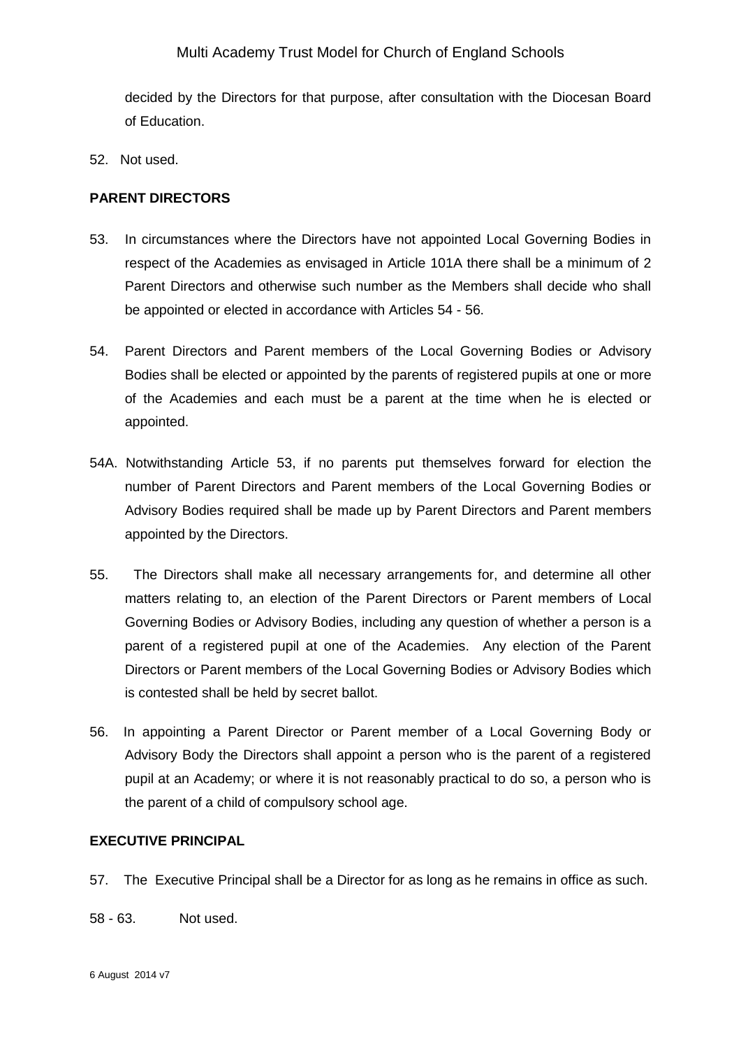decided by the Directors for that purpose, after consultation with the Diocesan Board of Education.

52. Not used.

**PARENT DIRECTORS**

53. In circumstances where the Directors have not appointed Local Governing Bodies in respect of the Academies as envisaged in Article 101A there shall be a minimum of 2 Parent Directors and otherwise such number as the Members shall decide who shall be appointed or elected in accordance with Articles 54 - 56.

54. Parent Directors and Parent members of the Local Governing Bodies or Advisory Bodies shall be elected or appointed by the parents of registered pupils at one or more of the Academies and each must be a parent at the time when he is elected or appointed.

54A. Notwithstanding Article 53, if no parents put themselves forward for election the number of Parent Directors and Parent members of the Local Governing Bodies or Advisory Bodies required shall be made up by Parent Directors and Parent members appointed by the Directors.

55. The Directors shall make all necessary arrangements for, and determine all other matters relating to, an election of the Parent Directors or Parent members of Local Governing Bodies or Advisory Bodies, including any question of whether a person is a parent of a registered pupil at one of the Academies. Any election of the Parent Directors or Parent members of the Local Governing Bodies or Advisory Bodies which is contested shall be held by secret ballot.

56. In appointing a Parent Director or Parent member of a Local Governing Body or Advisory Body the Directors shall appoint a person who is the parent of a registered pupil at an Academy; or where it is not reasonably practical to do so, a person who is the parent of a child of compulsory school age.

**EXECUTIVE PRINCIPAL**

57. The Executive Principal shall be a Director for as long as he remains in office as such.

58 - 63. Not used.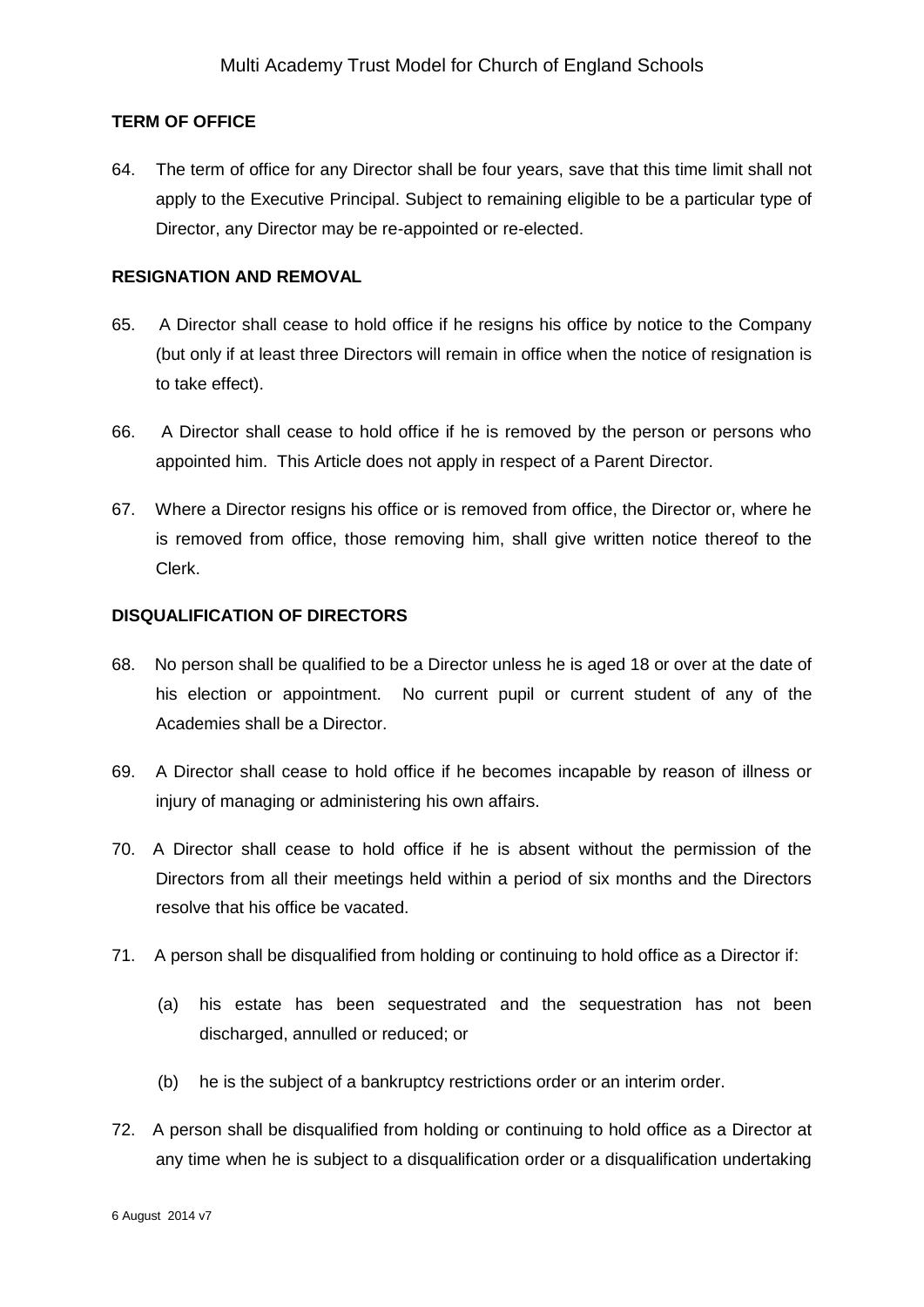## TERM OF OFFICE

64. The term of office for any Director shall be four years, save that this time limit shall not apply to the Executive Principal. Subject to remaining eligible to be a particular type of Director, any Director may be re-appointed or re-elected.

## RESIGNATION AND REMOVAL

65. A Director shall cease to hold office if he resigns his office by notice to the Company (but only if at least three Directors will remain in office when the notice of resignation is to take effect).

66. A Director shall cease to hold office if he is removed by the person or persons who appointed him. This Article does not apply in respect of a Parent Director.

67. Where a Director resigns his office or is removed from office, the Director or, where he is removed from office, those removing him, shall give written notice thereof to the Clerk.

## DISQUALIFICATION OF DIRECTORS

68. No person shall be qualified to be a Director unless he is aged 18 or over at the date of his election or appointment. No current pupil or current student of any of the Academies shall be a Director.

69. A Director shall cease to hold office if he becomes incapable by reason of illness or injury of managing or administering his own affairs.

70. A Director shall cease to hold office if he is absent without the permission of the Directors from all their meetings held within a period of six months and the Directors resolve that his office be vacated.

71. A person shall be disqualified from holding or continuing to hold office as a Director if:

    (a) his estate has been sequestrated and the sequestration has not been discharged, annulled or reduced; or

    (b) he is the subject of a bankruptcy restrictions order or an interim order.

72. A person shall be disqualified from holding or continuing to hold office as a Director at any time when he is subject to a disqualification order or a disqualification undertaking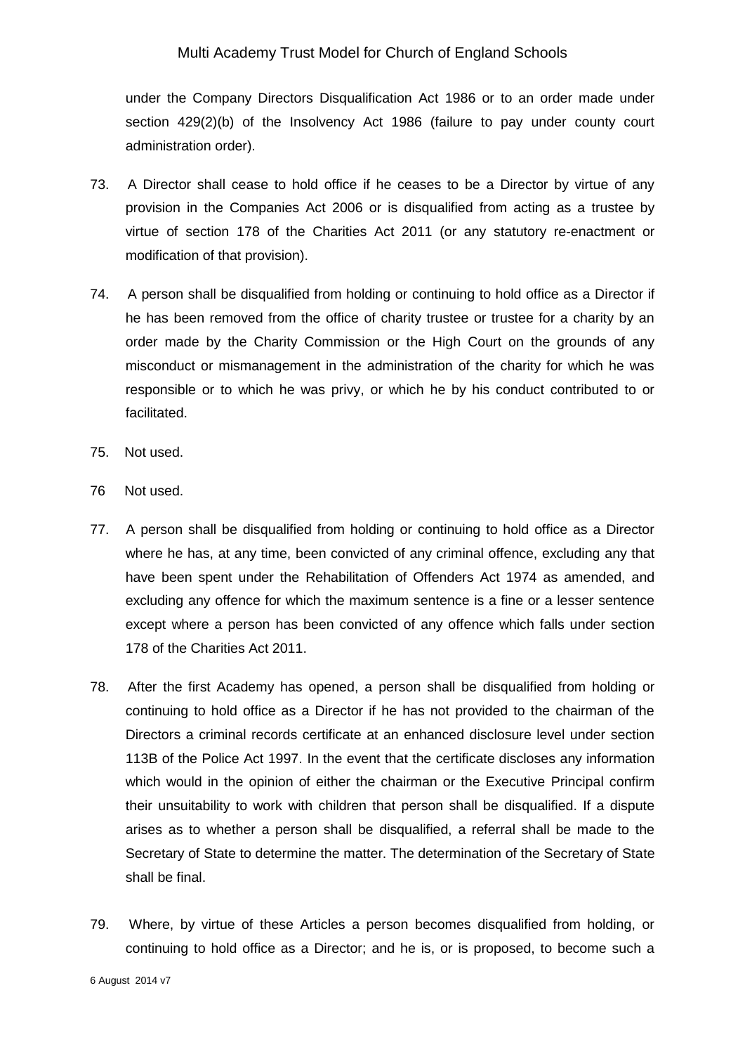under the Company Directors Disqualification Act 1986 or to an order made under section 429(2)(b) of the Insolvency Act 1986 (failure to pay under county court administration order).

73. A Director shall cease to hold office if he ceases to be a Director by virtue of any provision in the Companies Act 2006 or is disqualified from acting as a trustee by virtue of section 178 of the Charities Act 2011 (or any statutory re-enactment or modification of that provision).

74. A person shall be disqualified from holding or continuing to hold office as a Director if he has been removed from the office of charity trustee or trustee for a charity by an order made by the Charity Commission or the High Court on the grounds of any misconduct or mismanagement in the administration of the charity for which he was responsible or to which he was privy, or which he by his conduct contributed to or facilitated.

75. Not used.

76 Not used.

77. A person shall be disqualified from holding or continuing to hold office as a Director where he has, at any time, been convicted of any criminal offence, excluding any that have been spent under the Rehabilitation of Offenders Act 1974 as amended, and excluding any offence for which the maximum sentence is a fine or a lesser sentence except where a person has been convicted of any offence which falls under section 178 of the Charities Act 2011.

78. After the first Academy has opened, a person shall be disqualified from holding or continuing to hold office as a Director if he has not provided to the chairman of the Directors a criminal records certificate at an enhanced disclosure level under section 113B of the Police Act 1997. In the event that the certificate discloses any information which would in the opinion of either the chairman or the Executive Principal confirm their unsuitability to work with children that person shall be disqualified. If a dispute arises as to whether a person shall be disqualified, a referral shall be made to the Secretary of State to determine the matter. The determination of the Secretary of State shall be final.

79. Where, by virtue of these Articles a person becomes disqualified from holding, or continuing to hold office as a Director; and he is, or is proposed, to become such a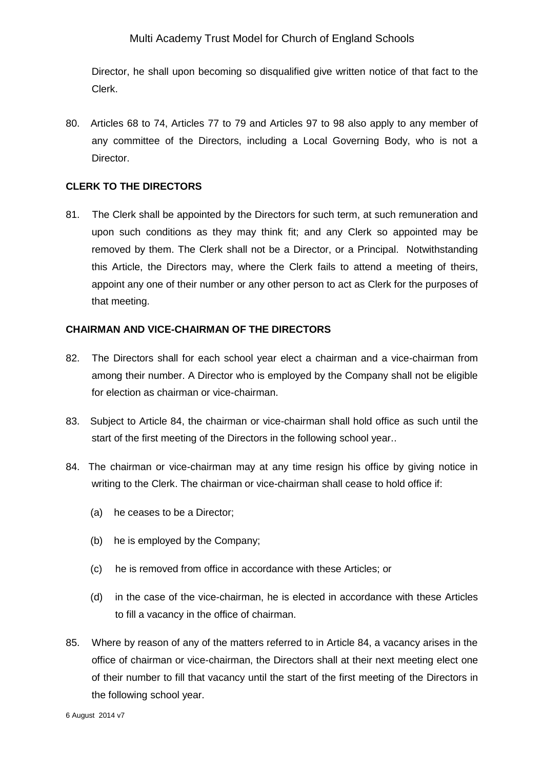Director, he shall upon becoming so disqualified give written notice of that fact to the Clerk.

80. Articles 68 to 74, Articles 77 to 79 and Articles 97 to 98 also apply to any member of any committee of the Directors, including a Local Governing Body, who is not a Director.

**CLERK TO THE DIRECTORS**

81. The Clerk shall be appointed by the Directors for such term, at such remuneration and upon such conditions as they may think fit; and any Clerk so appointed may be removed by them. The Clerk shall not be a Director, or a Principal. Notwithstanding this Article, the Directors may, where the Clerk fails to attend a meeting of theirs, appoint any one of their number or any other person to act as Clerk for the purposes of that meeting.

**CHAIRMAN AND VICE-CHAIRMAN OF THE DIRECTORS**

82. The Directors shall for each school year elect a chairman and a vice-chairman from among their number. A Director who is employed by the Company shall not be eligible for election as chairman or vice-chairman.

83. Subject to Article 84, the chairman or vice-chairman shall hold office as such until the start of the first meeting of the Directors in the following school year..

84. The chairman or vice-chairman may at any time resign his office by giving notice in writing to the Clerk. The chairman or vice-chairman shall cease to hold office if:

   (a) he ceases to be a Director;

   (b) he is employed by the Company;

   (c) he is removed from office in accordance with these Articles; or

   (d) in the case of the vice-chairman, he is elected in accordance with these Articles to fill a vacancy in the office of chairman.

85. Where by reason of any of the matters referred to in Article 84, a vacancy arises in the office of chairman or vice-chairman, the Directors shall at their next meeting elect one of their number to fill that vacancy until the start of the first meeting of the Directors in the following school year.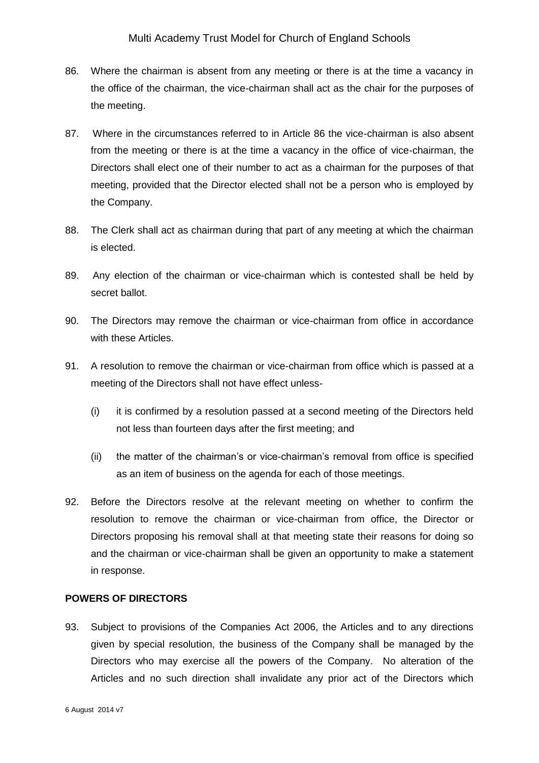86. Where the chairman is absent from any meeting or there is at the time a vacancy in the office of the chairman, the vice-chairman shall act as the chair for the purposes of the meeting.

87. Where in the circumstances referred to in Article 86 the vice-chairman is also absent from the meeting or there is at the time a vacancy in the office of vice-chairman, the Directors shall elect one of their number to act as a chairman for the purposes of that meeting, provided that the Director elected shall not be a person who is employed by the Company.

88. The Clerk shall act as chairman during that part of any meeting at which the chairman is elected.

89. Any election of the chairman or vice-chairman which is contested shall be held by secret ballot.

90. The Directors may remove the chairman or vice-chairman from office in accordance with these Articles.

91. A resolution to remove the chairman or vice-chairman from office which is passed at a meeting of the Directors shall not have effect unless-

    (i) it is confirmed by a resolution passed at a second meeting of the Directors held not less than fourteen days after the first meeting; and

    (ii) the matter of the chairman's or vice-chairman's removal from office is specified as an item of business on the agenda for each of those meetings.

92. Before the Directors resolve at the relevant meeting on whether to confirm the resolution to remove the chairman or vice-chairman from office, the Director or Directors proposing his removal shall at that meeting state their reasons for doing so and the chairman or vice-chairman shall be given an opportunity to make a statement in response.

**POWERS OF DIRECTORS**

93. Subject to provisions of the Companies Act 2006, the Articles and to any directions given by special resolution, the business of the Company shall be managed by the Directors who may exercise all the powers of the Company. No alteration of the Articles and no such direction shall invalidate any prior act of the Directors which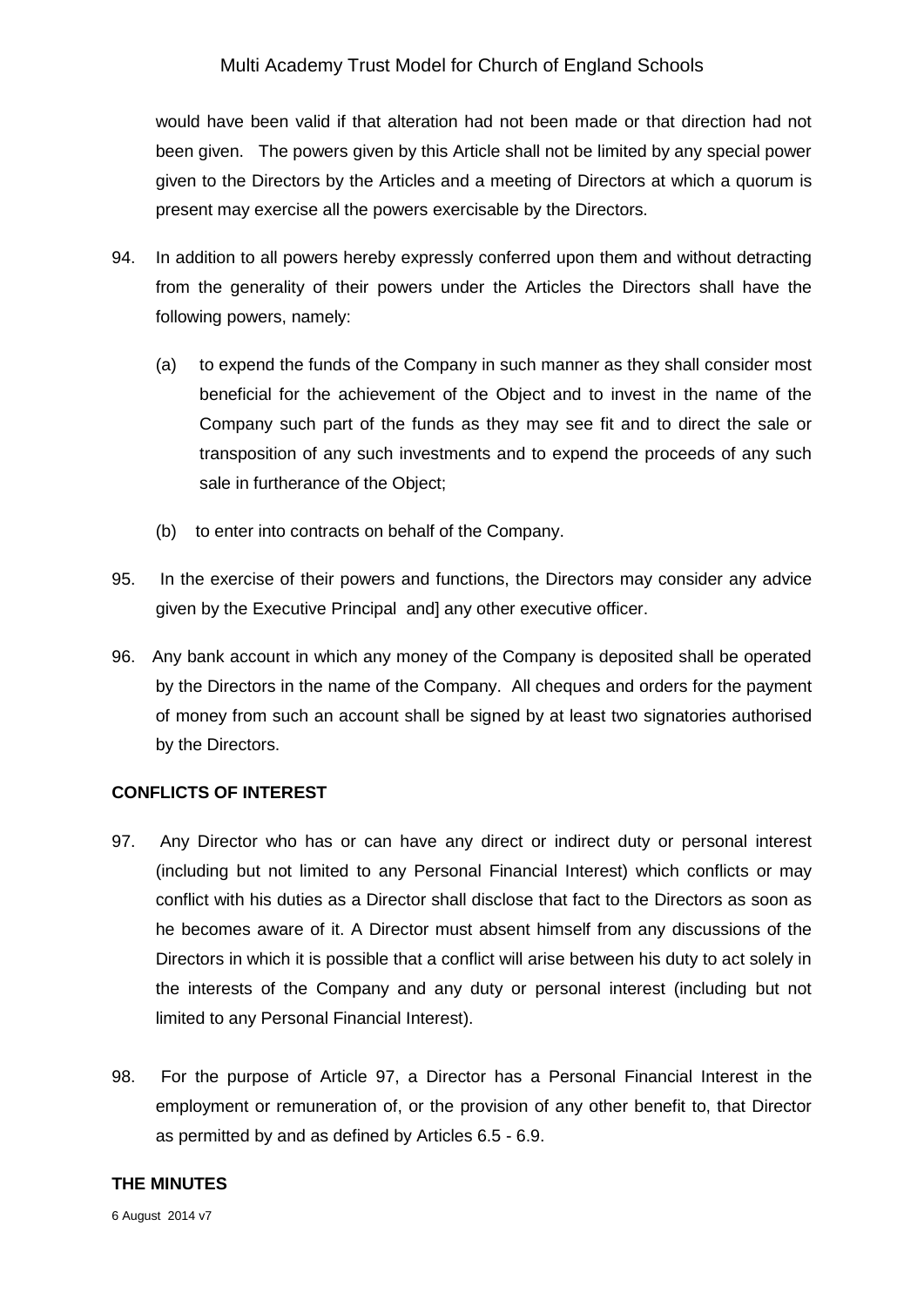would have been valid if that alteration had not been made or that direction had not been given. The powers given by this Article shall not be limited by any special power given to the Directors by the Articles and a meeting of Directors at which a quorum is present may exercise all the powers exercisable by the Directors.

94. In addition to all powers hereby expressly conferred upon them and without detracting from the generality of their powers under the Articles the Directors shall have the following powers, namely:

    (a) to expend the funds of the Company in such manner as they shall consider most beneficial for the achievement of the Object and to invest in the name of the Company such part of the funds as they may see fit and to direct the sale or transposition of any such investments and to expend the proceeds of any such sale in furtherance of the Object;

    (b) to enter into contracts on behalf of the Company.

95. In the exercise of their powers and functions, the Directors may consider any advice given by the Executive Principal and] any other executive officer.

96. Any bank account in which any money of the Company is deposited shall be operated by the Directors in the name of the Company. All cheques and orders for the payment of money from such an account shall be signed by at least two signatories authorised by the Directors.

**CONFLICTS OF INTEREST**

97. Any Director who has or can have any direct or indirect duty or personal interest (including but not limited to any Personal Financial Interest) which conflicts or may conflict with his duties as a Director shall disclose that fact to the Directors as soon as he becomes aware of it. A Director must absent himself from any discussions of the Directors in which it is possible that a conflict will arise between his duty to act solely in the interests of the Company and any duty or personal interest (including but not limited to any Personal Financial Interest).

98. For the purpose of Article 97, a Director has a Personal Financial Interest in the employment or remuneration of, or the provision of any other benefit to, that Director as permitted by and as defined by Articles 6.5 - 6.9.

**THE MINUTES**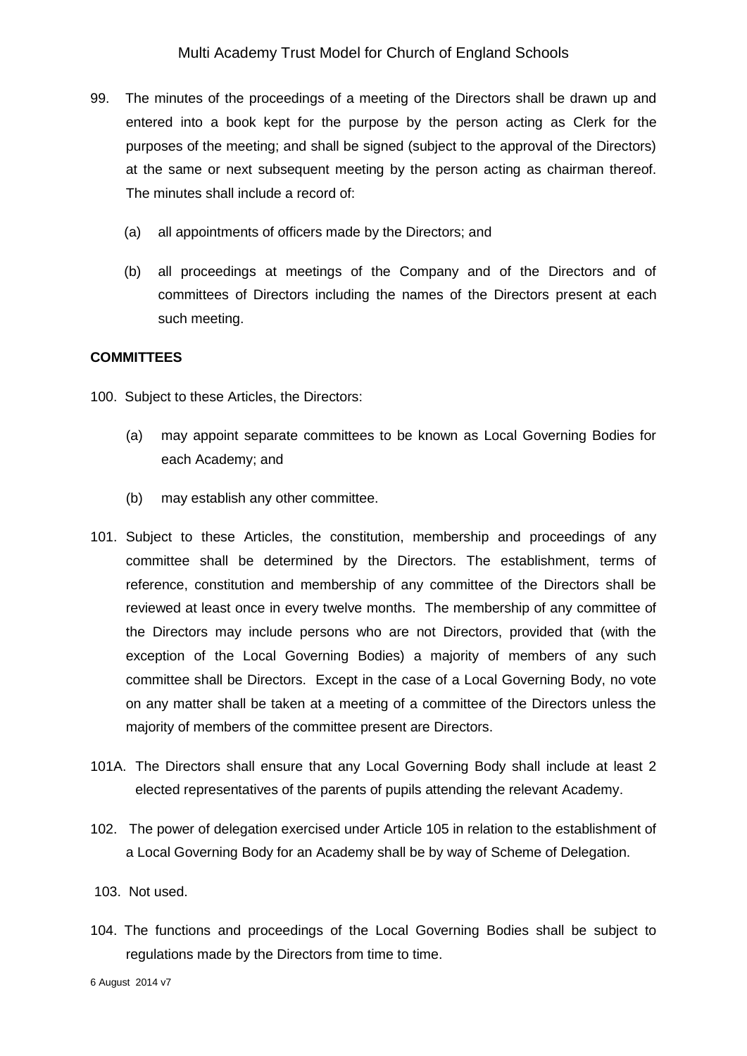99. The minutes of the proceedings of a meeting of the Directors shall be drawn up and entered into a book kept for the purpose by the person acting as Clerk for the purposes of the meeting; and shall be signed (subject to the approval of the Directors) at the same or next subsequent meeting by the person acting as chairman thereof. The minutes shall include a record of:

    (a) all appointments of officers made by the Directors; and

    (b) all proceedings at meetings of the Company and of the Directors and of committees of Directors including the names of the Directors present at each such meeting.

**COMMITTEES**

100. Subject to these Articles, the Directors:

    (a) may appoint separate committees to be known as Local Governing Bodies for each Academy; and

    (b) may establish any other committee.

101. Subject to these Articles, the constitution, membership and proceedings of any committee shall be determined by the Directors. The establishment, terms of reference, constitution and membership of any committee of the Directors shall be reviewed at least once in every twelve months. The membership of any committee of the Directors may include persons who are not Directors, provided that (with the exception of the Local Governing Bodies) a majority of members of any such committee shall be Directors. Except in the case of a Local Governing Body, no vote on any matter shall be taken at a meeting of a committee of the Directors unless the majority of members of the committee present are Directors.

101A. The Directors shall ensure that any Local Governing Body shall include at least 2 elected representatives of the parents of pupils attending the relevant Academy.

102. The power of delegation exercised under Article 105 in relation to the establishment of a Local Governing Body for an Academy shall be by way of Scheme of Delegation.

103. Not used.

104. The functions and proceedings of the Local Governing Bodies shall be subject to regulations made by the Directors from time to time.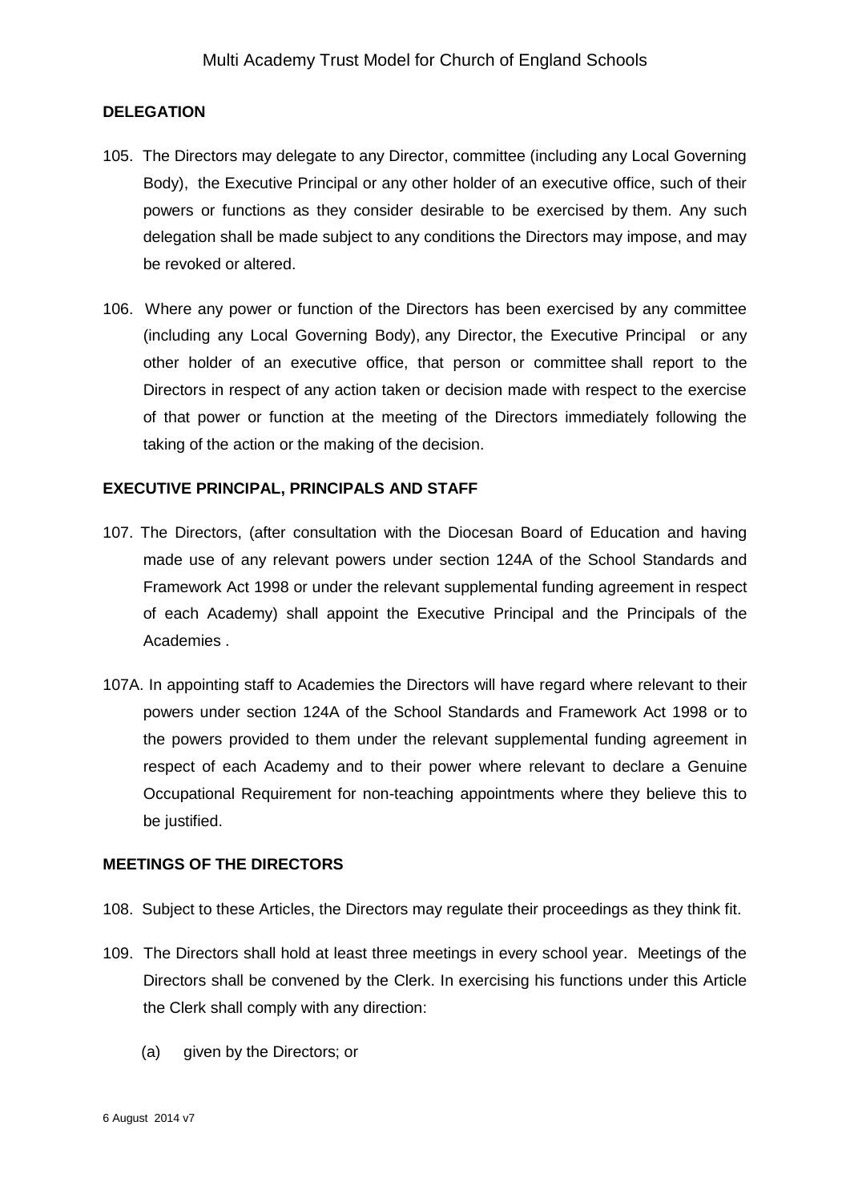**DELEGATION**

105. The Directors may delegate to any Director, committee (including any Local Governing Body), the Executive Principal or any other holder of an executive office, such of their powers or functions as they consider desirable to be exercised by them. Any such delegation shall be made subject to any conditions the Directors may impose, and may be revoked or altered.

106. Where any power or function of the Directors has been exercised by any committee (including any Local Governing Body), any Director, the Executive Principal or any other holder of an executive office, that person or committee shall report to the Directors in respect of any action taken or decision made with respect to the exercise of that power or function at the meeting of the Directors immediately following the taking of the action or the making of the decision.

**EXECUTIVE PRINCIPAL, PRINCIPALS AND STAFF**

107. The Directors, (after consultation with the Diocesan Board of Education and having made use of any relevant powers under section 124A of the School Standards and Framework Act 1998 or under the relevant supplemental funding agreement in respect of each Academy) shall appoint the Executive Principal and the Principals of the Academies .

107A. In appointing staff to Academies the Directors will have regard where relevant to their powers under section 124A of the School Standards and Framework Act 1998 or to the powers provided to them under the relevant supplemental funding agreement in respect of each Academy and to their power where relevant to declare a Genuine Occupational Requirement for non-teaching appointments where they believe this to be justified.

**MEETINGS OF THE DIRECTORS**

108. Subject to these Articles, the Directors may regulate their proceedings as they think fit.

109. The Directors shall hold at least three meetings in every school year. Meetings of the Directors shall be convened by the Clerk. In exercising his functions under this Article the Clerk shall comply with any direction:

(a) given by the Directors; or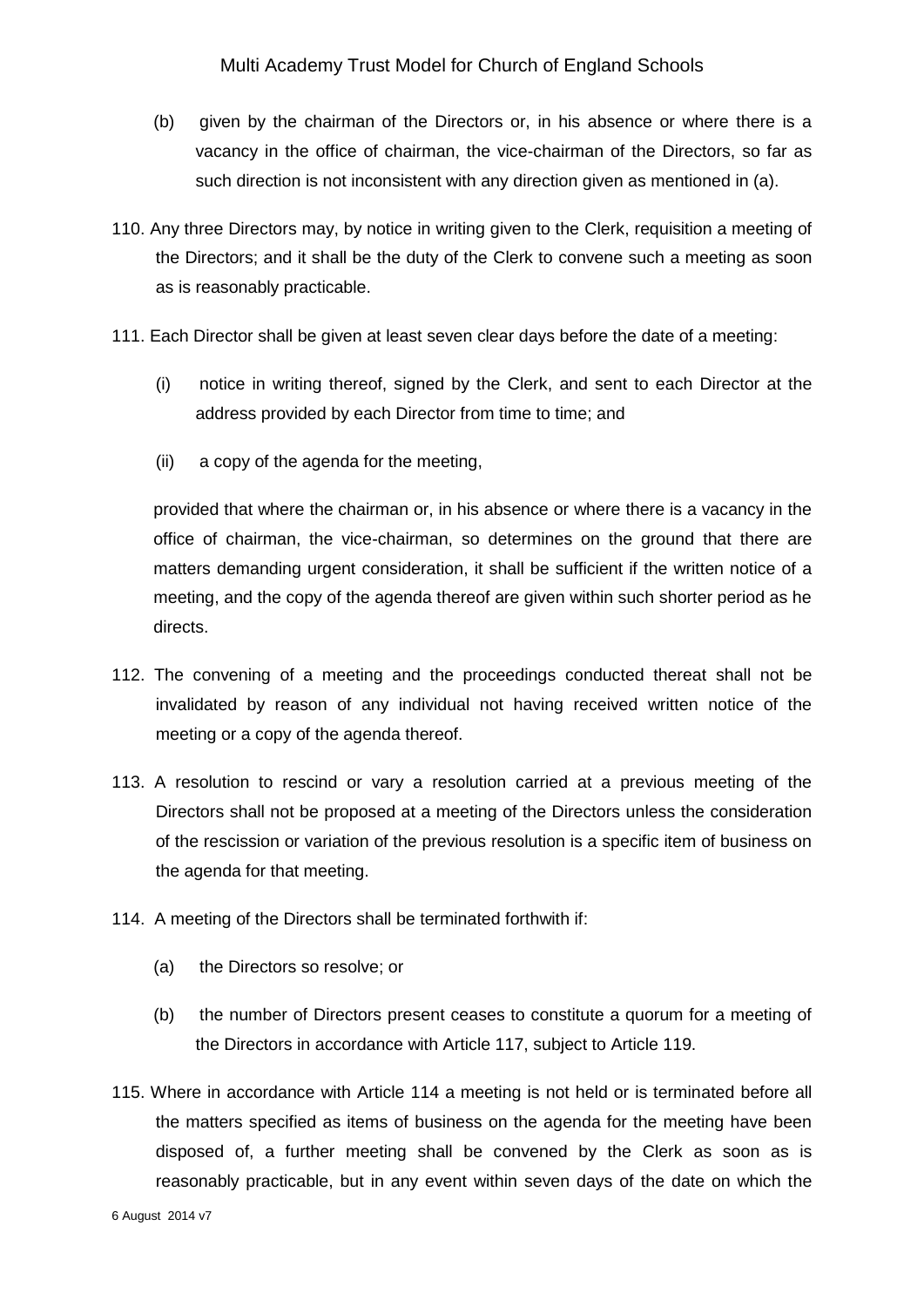(b) given by the chairman of the Directors or, in his absence or where there is a vacancy in the office of chairman, the vice-chairman of the Directors, so far as such direction is not inconsistent with any direction given as mentioned in (a).

110. Any three Directors may, by notice in writing given to the Clerk, requisition a meeting of the Directors; and it shall be the duty of the Clerk to convene such a meeting as soon as is reasonably practicable.

111. Each Director shall be given at least seven clear days before the date of a meeting:

(i) notice in writing thereof, signed by the Clerk, and sent to each Director at the address provided by each Director from time to time; and

(ii) a copy of the agenda for the meeting,

provided that where the chairman or, in his absence or where there is a vacancy in the office of chairman, the vice-chairman, so determines on the ground that there are matters demanding urgent consideration, it shall be sufficient if the written notice of a meeting, and the copy of the agenda thereof are given within such shorter period as he directs.

112. The convening of a meeting and the proceedings conducted thereat shall not be invalidated by reason of any individual not having received written notice of the meeting or a copy of the agenda thereof.

113. A resolution to rescind or vary a resolution carried at a previous meeting of the Directors shall not be proposed at a meeting of the Directors unless the consideration of the rescission or variation of the previous resolution is a specific item of business on the agenda for that meeting.

114. A meeting of the Directors shall be terminated forthwith if:

(a) the Directors so resolve; or

(b) the number of Directors present ceases to constitute a quorum for a meeting of the Directors in accordance with Article 117, subject to Article 119.

115. Where in accordance with Article 114 a meeting is not held or is terminated before all the matters specified as items of business on the agenda for the meeting have been disposed of, a further meeting shall be convened by the Clerk as soon as is reasonably practicable, but in any event within seven days of the date on which the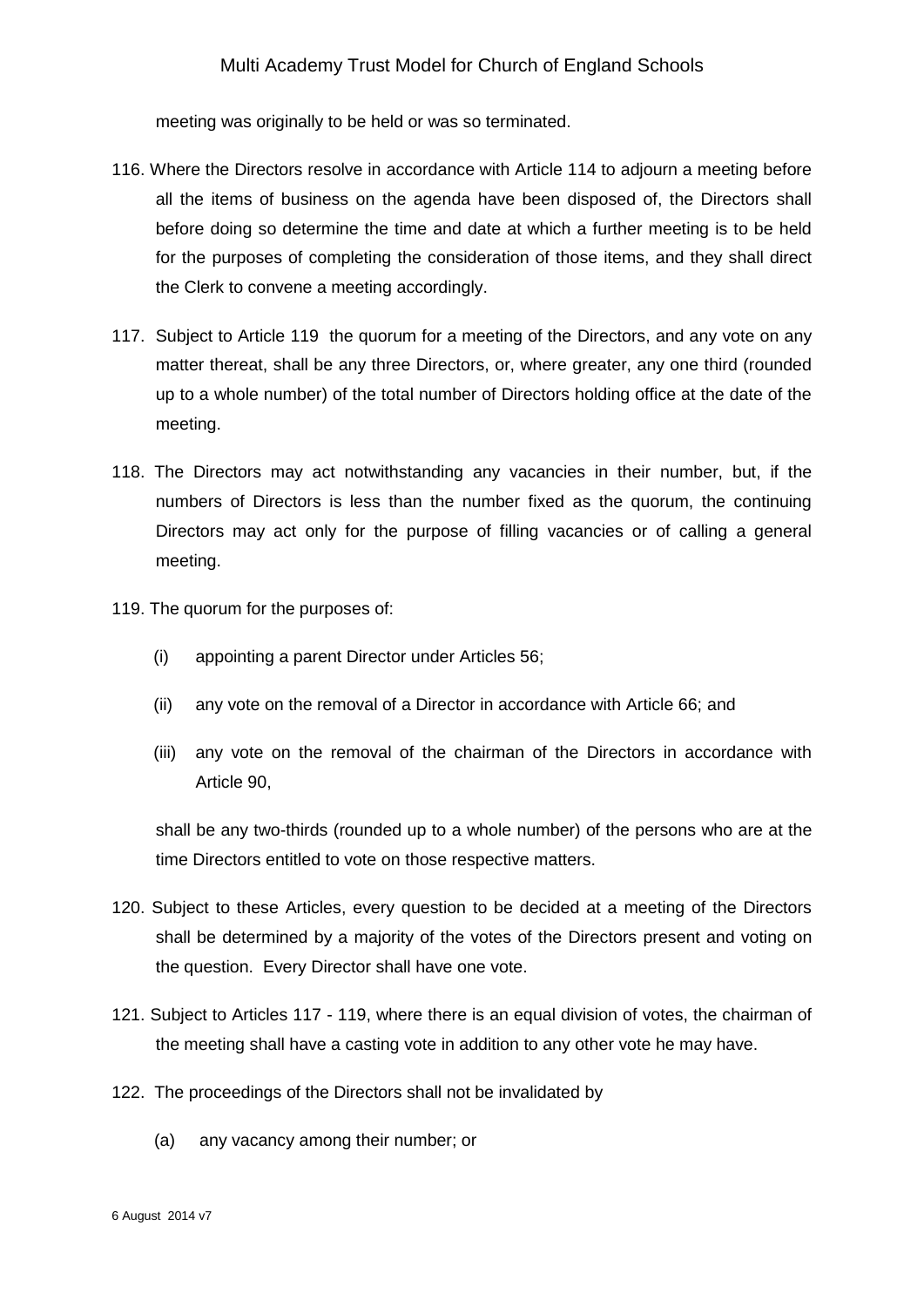meeting was originally to be held or was so terminated.

116. Where the Directors resolve in accordance with Article 114 to adjourn a meeting before all the items of business on the agenda have been disposed of, the Directors shall before doing so determine the time and date at which a further meeting is to be held for the purposes of completing the consideration of those items, and they shall direct the Clerk to convene a meeting accordingly.

117. Subject to Article 119 the quorum for a meeting of the Directors, and any vote on any matter thereat, shall be any three Directors, or, where greater, any one third (rounded up to a whole number) of the total number of Directors holding office at the date of the meeting.

118. The Directors may act notwithstanding any vacancies in their number, but, if the numbers of Directors is less than the number fixed as the quorum, the continuing Directors may act only for the purpose of filling vacancies or of calling a general meeting.

119. The quorum for the purposes of:

   (i) appointing a parent Director under Articles 56;

   (ii) any vote on the removal of a Director in accordance with Article 66; and

   (iii) any vote on the removal of the chairman of the Directors in accordance with Article 90,

   shall be any two-thirds (rounded up to a whole number) of the persons who are at the time Directors entitled to vote on those respective matters.

120. Subject to these Articles, every question to be decided at a meeting of the Directors shall be determined by a majority of the votes of the Directors present and voting on the question. Every Director shall have one vote.

121. Subject to Articles 117 - 119, where there is an equal division of votes, the chairman of the meeting shall have a casting vote in addition to any other vote he may have.

122. The proceedings of the Directors shall not be invalidated by

   (a) any vacancy among their number; or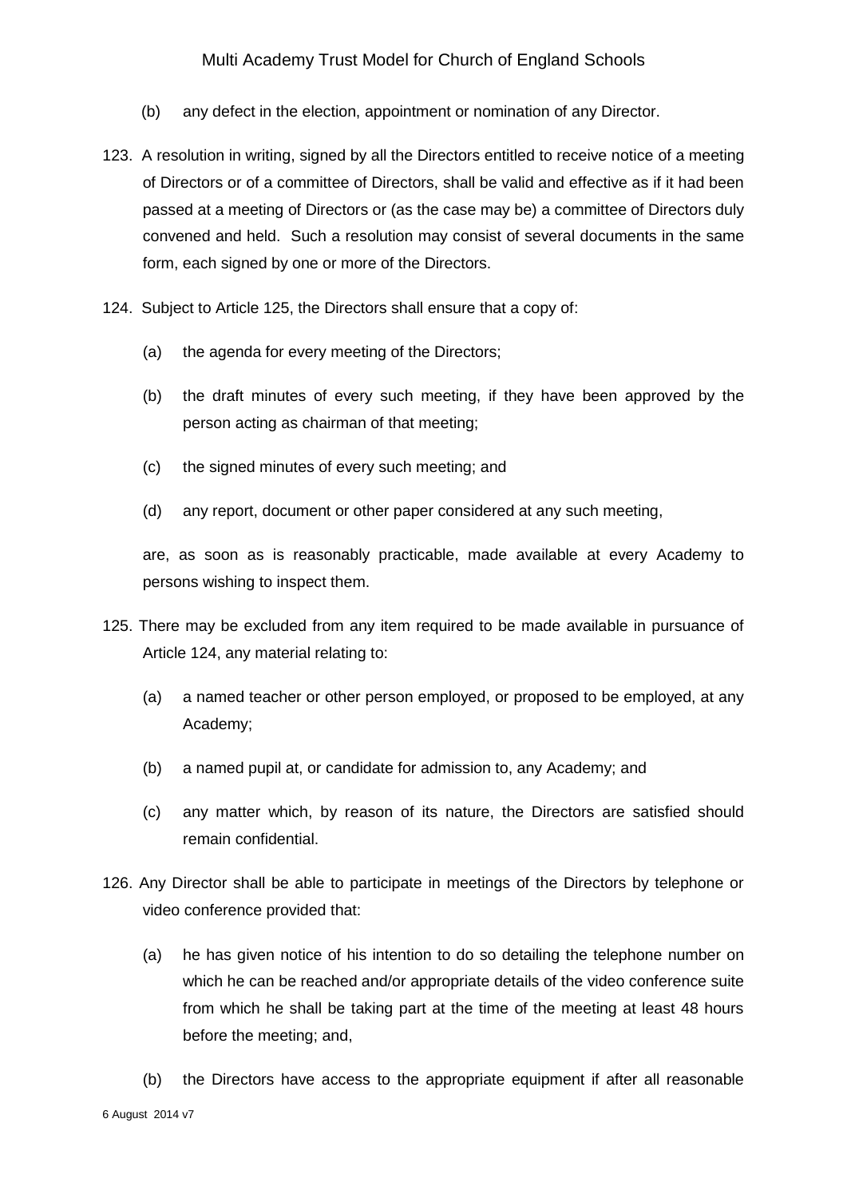(b) any defect in the election, appointment or nomination of any Director.

123. A resolution in writing, signed by all the Directors entitled to receive notice of a meeting of Directors or of a committee of Directors, shall be valid and effective as if it had been passed at a meeting of Directors or (as the case may be) a committee of Directors duly convened and held. Such a resolution may consist of several documents in the same form, each signed by one or more of the Directors.

124. Subject to Article 125, the Directors shall ensure that a copy of:

(a) the agenda for every meeting of the Directors;

(b) the draft minutes of every such meeting, if they have been approved by the person acting as chairman of that meeting;

(c) the signed minutes of every such meeting; and

(d) any report, document or other paper considered at any such meeting,

are, as soon as is reasonably practicable, made available at every Academy to persons wishing to inspect them.

125. There may be excluded from any item required to be made available in pursuance of Article 124, any material relating to:

(a) a named teacher or other person employed, or proposed to be employed, at any Academy;

(b) a named pupil at, or candidate for admission to, any Academy; and

(c) any matter which, by reason of its nature, the Directors are satisfied should remain confidential.

126. Any Director shall be able to participate in meetings of the Directors by telephone or video conference provided that:

(a) he has given notice of his intention to do so detailing the telephone number on which he can be reached and/or appropriate details of the video conference suite from which he shall be taking part at the time of the meeting at least 48 hours before the meeting; and,

(b) the Directors have access to the appropriate equipment if after all reasonable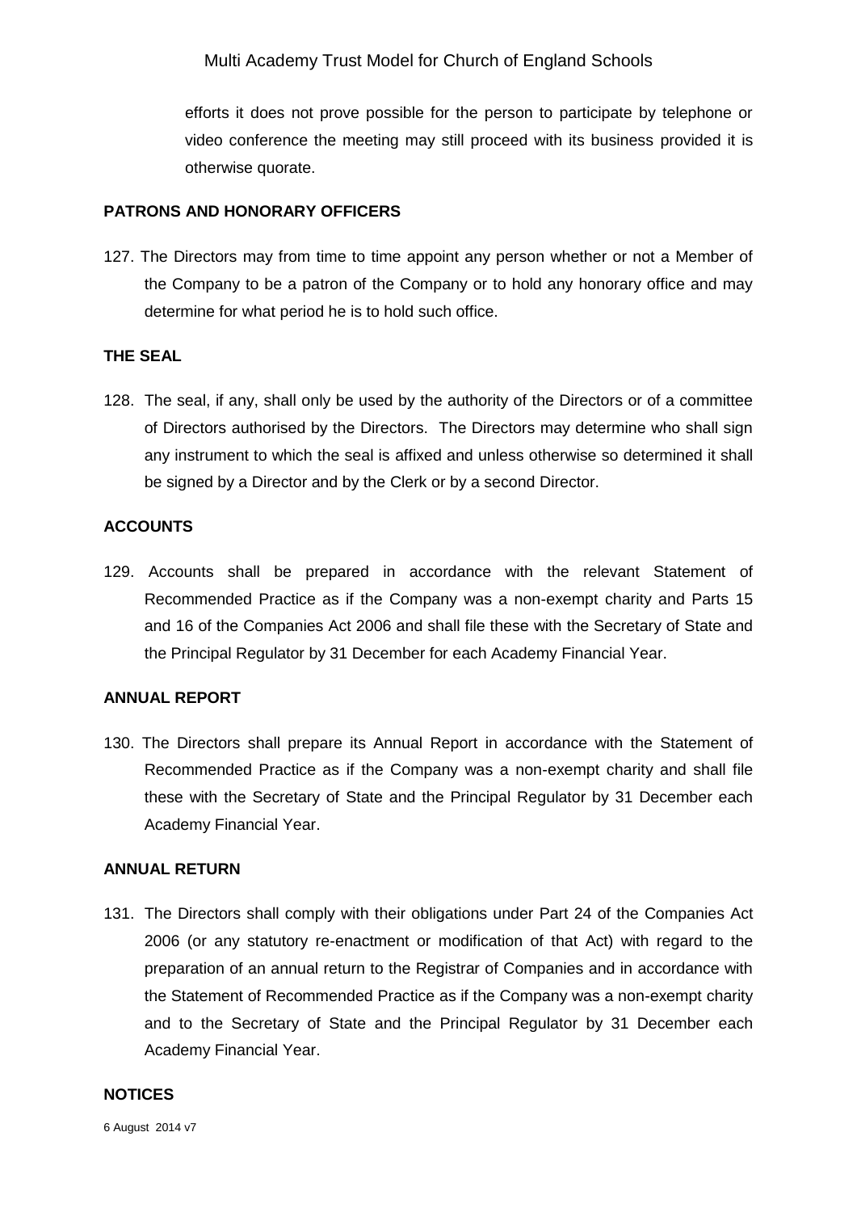efforts it does not prove possible for the person to participate by telephone or video conference the meeting may still proceed with its business provided it is otherwise quorate.

**PATRONS AND HONORARY OFFICERS**

127. The Directors may from time to time appoint any person whether or not a Member of the Company to be a patron of the Company or to hold any honorary office and may determine for what period he is to hold such office.

**THE SEAL**

128. The seal, if any, shall only be used by the authority of the Directors or of a committee of Directors authorised by the Directors. The Directors may determine who shall sign any instrument to which the seal is affixed and unless otherwise so determined it shall be signed by a Director and by the Clerk or by a second Director.

**ACCOUNTS**

129. Accounts shall be prepared in accordance with the relevant Statement of Recommended Practice as if the Company was a non-exempt charity and Parts 15 and 16 of the Companies Act 2006 and shall file these with the Secretary of State and the Principal Regulator by 31 December for each Academy Financial Year.

**ANNUAL REPORT**

130. The Directors shall prepare its Annual Report in accordance with the Statement of Recommended Practice as if the Company was a non-exempt charity and shall file these with the Secretary of State and the Principal Regulator by 31 December each Academy Financial Year.

**ANNUAL RETURN**

131. The Directors shall comply with their obligations under Part 24 of the Companies Act 2006 (or any statutory re-enactment or modification of that Act) with regard to the preparation of an annual return to the Registrar of Companies and in accordance with the Statement of Recommended Practice as if the Company was a non-exempt charity and to the Secretary of State and the Principal Regulator by 31 December each Academy Financial Year.

**NOTICES**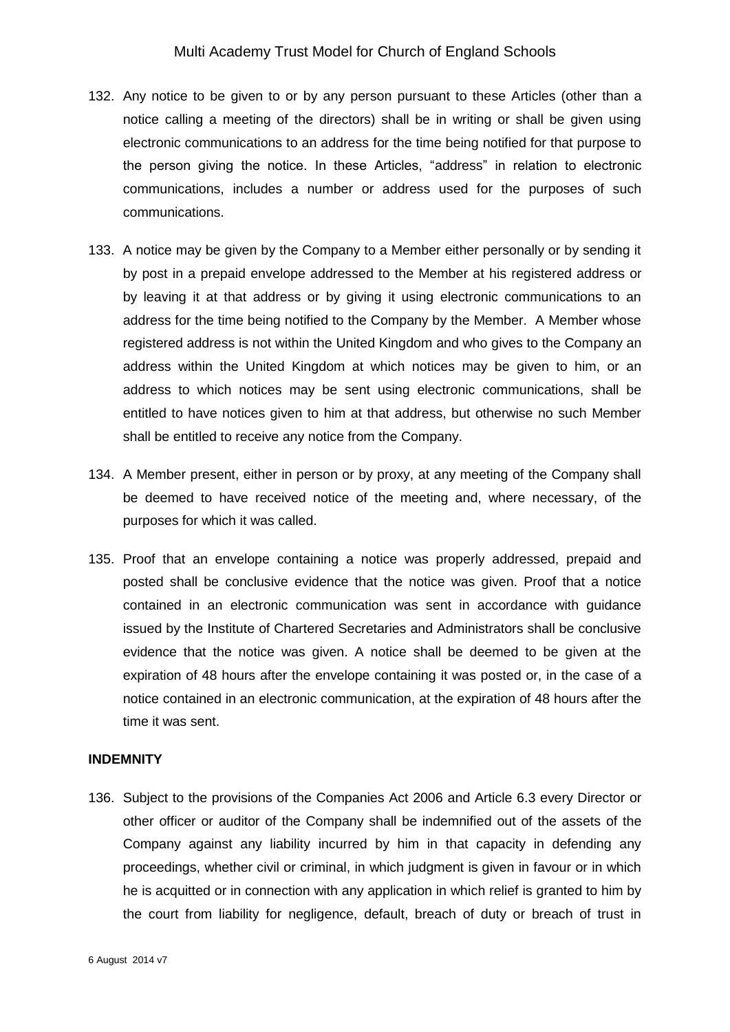132. Any notice to be given to or by any person pursuant to these Articles (other than a notice calling a meeting of the directors) shall be in writing or shall be given using electronic communications to an address for the time being notified for that purpose to the person giving the notice. In these Articles, "address" in relation to electronic communications, includes a number or address used for the purposes of such communications.

133. A notice may be given by the Company to a Member either personally or by sending it by post in a prepaid envelope addressed to the Member at his registered address or by leaving it at that address or by giving it using electronic communications to an address for the time being notified to the Company by the Member. A Member whose registered address is not within the United Kingdom and who gives to the Company an address within the United Kingdom at which notices may be given to him, or an address to which notices may be sent using electronic communications, shall be entitled to have notices given to him at that address, but otherwise no such Member shall be entitled to receive any notice from the Company.

134. A Member present, either in person or by proxy, at any meeting of the Company shall be deemed to have received notice of the meeting and, where necessary, of the purposes for which it was called.

135. Proof that an envelope containing a notice was properly addressed, prepaid and posted shall be conclusive evidence that the notice was given. Proof that a notice contained in an electronic communication was sent in accordance with guidance issued by the Institute of Chartered Secretaries and Administrators shall be conclusive evidence that the notice was given. A notice shall be deemed to be given at the expiration of 48 hours after the envelope containing it was posted or, in the case of a notice contained in an electronic communication, at the expiration of 48 hours after the time it was sent.

**INDEMNITY**

136. Subject to the provisions of the Companies Act 2006 and Article 6.3 every Director or other officer or auditor of the Company shall be indemnified out of the assets of the Company against any liability incurred by him in that capacity in defending any proceedings, whether civil or criminal, in which judgment is given in favour or in which he is acquitted or in connection with any application in which relief is granted to him by the court from liability for negligence, default, breach of duty or breach of trust in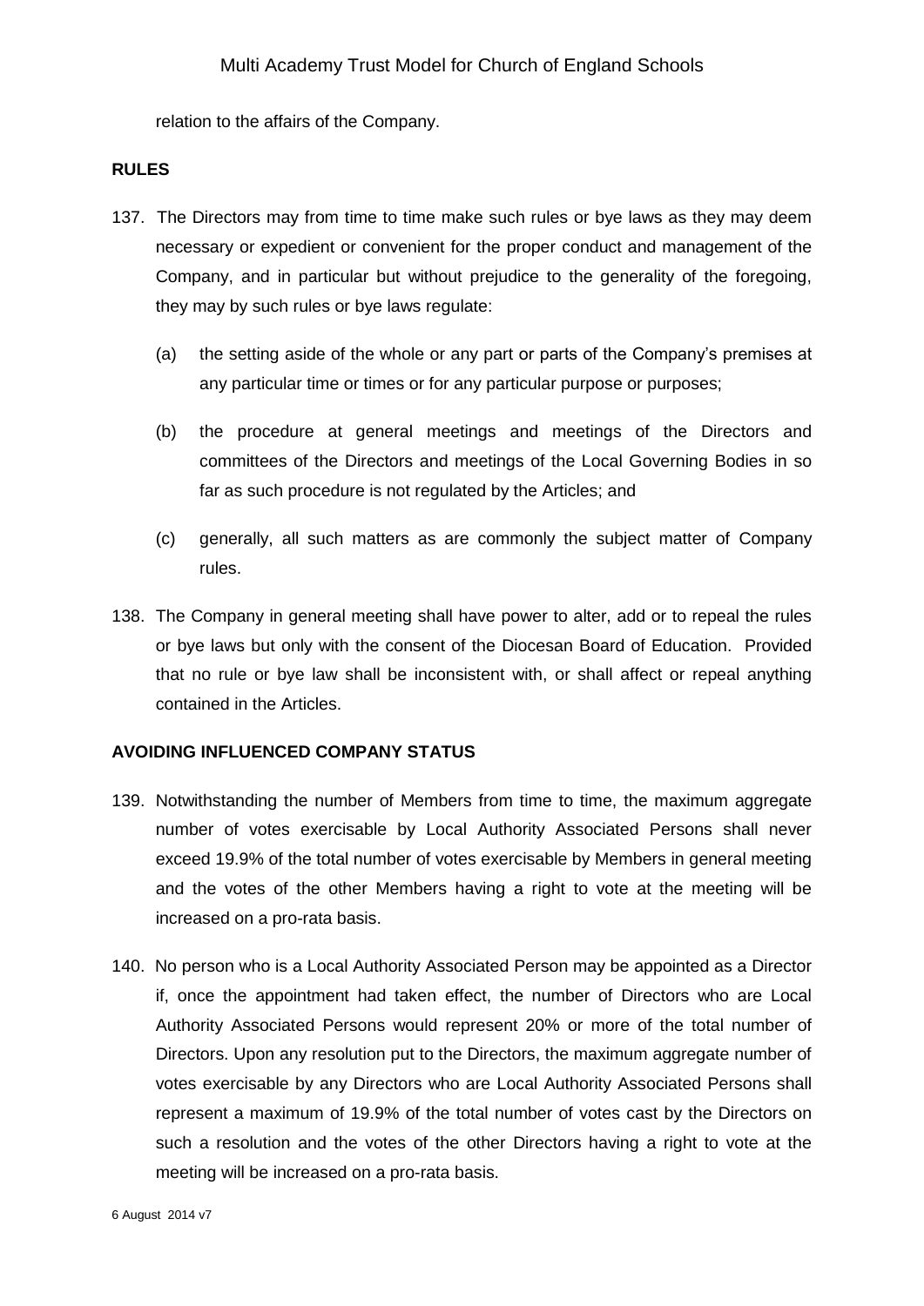relation to the affairs of the Company.

**RULES**

137. The Directors may from time to time make such rules or bye laws as they may deem necessary or expedient or convenient for the proper conduct and management of the Company, and in particular but without prejudice to the generality of the foregoing, they may by such rules or bye laws regulate:

    (a) the setting aside of the whole or any part or parts of the Company's premises at any particular time or times or for any particular purpose or purposes;

    (b) the procedure at general meetings and meetings of the Directors and committees of the Directors and meetings of the Local Governing Bodies in so far as such procedure is not regulated by the Articles; and

    (c) generally, all such matters as are commonly the subject matter of Company rules.

138. The Company in general meeting shall have power to alter, add or to repeal the rules or bye laws but only with the consent of the Diocesan Board of Education. Provided that no rule or bye law shall be inconsistent with, or shall affect or repeal anything contained in the Articles.

**AVOIDING INFLUENCED COMPANY STATUS**

139. Notwithstanding the number of Members from time to time, the maximum aggregate number of votes exercisable by Local Authority Associated Persons shall never exceed 19.9% of the total number of votes exercisable by Members in general meeting and the votes of the other Members having a right to vote at the meeting will be increased on a pro-rata basis.

140. No person who is a Local Authority Associated Person may be appointed as a Director if, once the appointment had taken effect, the number of Directors who are Local Authority Associated Persons would represent 20% or more of the total number of Directors. Upon any resolution put to the Directors, the maximum aggregate number of votes exercisable by any Directors who are Local Authority Associated Persons shall represent a maximum of 19.9% of the total number of votes cast by the Directors on such a resolution and the votes of the other Directors having a right to vote at the meeting will be increased on a pro-rata basis.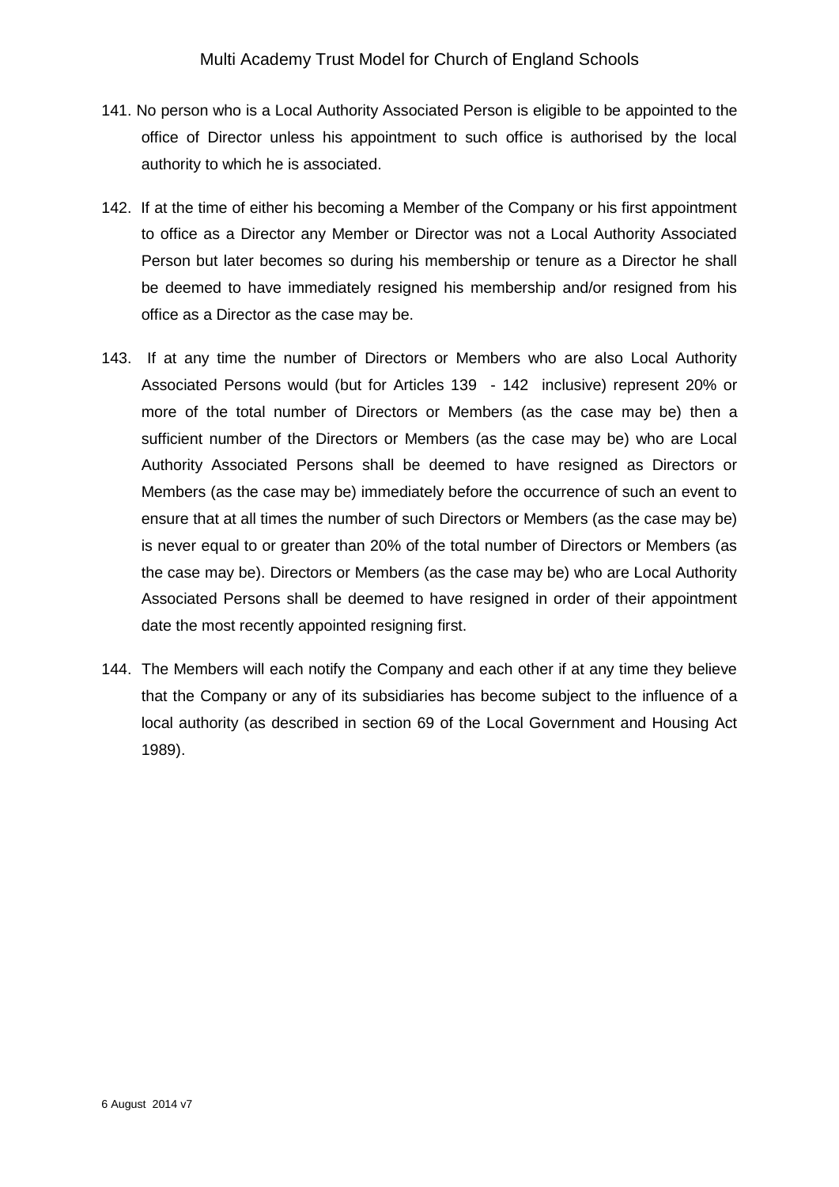141. No person who is a Local Authority Associated Person is eligible to be appointed to the office of Director unless his appointment to such office is authorised by the local authority to which he is associated.

142. If at the time of either his becoming a Member of the Company or his first appointment to office as a Director any Member or Director was not a Local Authority Associated Person but later becomes so during his membership or tenure as a Director he shall be deemed to have immediately resigned his membership and/or resigned from his office as a Director as the case may be.

143. If at any time the number of Directors or Members who are also Local Authority Associated Persons would (but for Articles 139 - 142 inclusive) represent 20% or more of the total number of Directors or Members (as the case may be) then a sufficient number of the Directors or Members (as the case may be) who are Local Authority Associated Persons shall be deemed to have resigned as Directors or Members (as the case may be) immediately before the occurrence of such an event to ensure that at all times the number of such Directors or Members (as the case may be) is never equal to or greater than 20% of the total number of Directors or Members (as the case may be). Directors or Members (as the case may be) who are Local Authority Associated Persons shall be deemed to have resigned in order of their appointment date the most recently appointed resigning first.

144. The Members will each notify the Company and each other if at any time they believe that the Company or any of its subsidiaries has become subject to the influence of a local authority (as described in section 69 of the Local Government and Housing Act 1989).